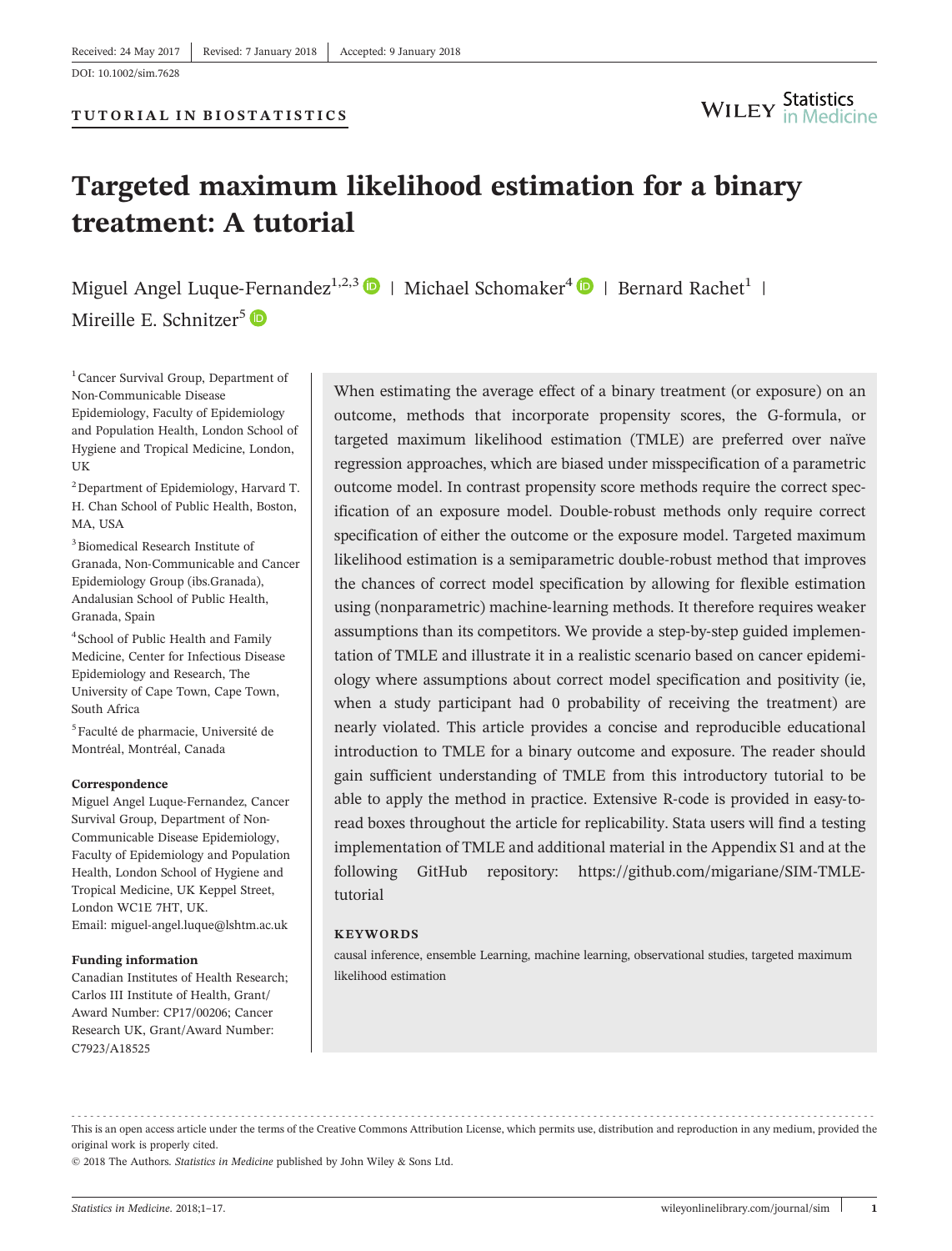Received: 24 May 2017 | Revised: 7 January 2018 | Accepted: 9 January 2018

DOI: 10.1002/sim.7628

**TUTORIAL IN BIOSTATISTICS**

# Targeted maximum likelihood estimation for a binary treatment: A tutorial

Miguel Angel Luque-Fernandez[1,2,3] | Michael Schomaker[4] | Bernard Rachet[1] | Mireille E. Schnitzer[5]

[1] Cancer Survival Group, Department of Non-Communicable Disease Epidemiology, Faculty of Epidemiology and Population Health, London School of Hygiene and Tropical Medicine, London, UK

[2] Department of Epidemiology, Harvard T. H. Chan School of Public Health, Boston, MA, USA

[3] Biomedical Research Institute of Granada, Non-Communicable and Cancer Epidemiology Group (ibs.Granada), Andalusian School of Public Health, Granada, Spain

[4] School of Public Health and Family Medicine, Center for Infectious Disease Epidemiology and Research, The University of Cape Town, Cape Town, South Africa

[5] Faculté de pharmacie, Université de Montréal, Montréal, Canada

**Correspondence**

Miguel Angel Luque-Fernandez, Cancer Survival Group, Department of Non-Communicable Disease Epidemiology, Faculty of Epidemiology and Population Health, London School of Hygiene and Tropical Medicine, UK Keppel Street, London WC1E 7HT, UK.
Email: miguel-angel.luque@lshtm.ac.uk

**Funding information**

Canadian Institutes of Health Research; Carlos III Institute of Health, Grant/Award Number: CP17/00206; Cancer Research UK, Grant/Award Number: C7923/A18525

When estimating the average effect of a binary treatment (or exposure) on an outcome, methods that incorporate propensity scores, the G-formula, or targeted maximum likelihood estimation (TMLE) are preferred over naïve regression approaches, which are biased under misspecification of a parametric outcome model. In contrast propensity score methods require the correct specification of an exposure model. Double-robust methods only require correct specification of either the outcome or the exposure model. Targeted maximum likelihood estimation is a semiparametric double-robust method that improves the chances of correct model specification by allowing for flexible estimation using (nonparametric) machine-learning methods. It therefore requires weaker assumptions than its competitors. We provide a step-by-step guided implementation of TMLE and illustrate it in a realistic scenario based on cancer epidemiology where assumptions about correct model specification and positivity (ie, when a study participant had 0 probability of receiving the treatment) are nearly violated. This article provides a concise and reproducible educational introduction to TMLE for a binary outcome and exposure. The reader should gain sufficient understanding of TMLE from this introductory tutorial to be able to apply the method in practice. Extensive R-code is provided in easy-to-read boxes throughout the article for replicability. Stata users will find a testing implementation of TMLE and additional material in the Appendix S1 and at the following GitHub repository: https://github.com/migariane/SIM-TMLE-tutorial

**KEYWORDS**

causal inference, ensemble Learning, machine learning, observational studies, targeted maximum likelihood estimation

This is an open access article under the terms of the Creative Commons Attribution License, which permits use, distribution and reproduction in any medium, provided the original work is properly cited.

© 2018 The Authors. *Statistics in Medicine* published by John Wiley & Sons Ltd.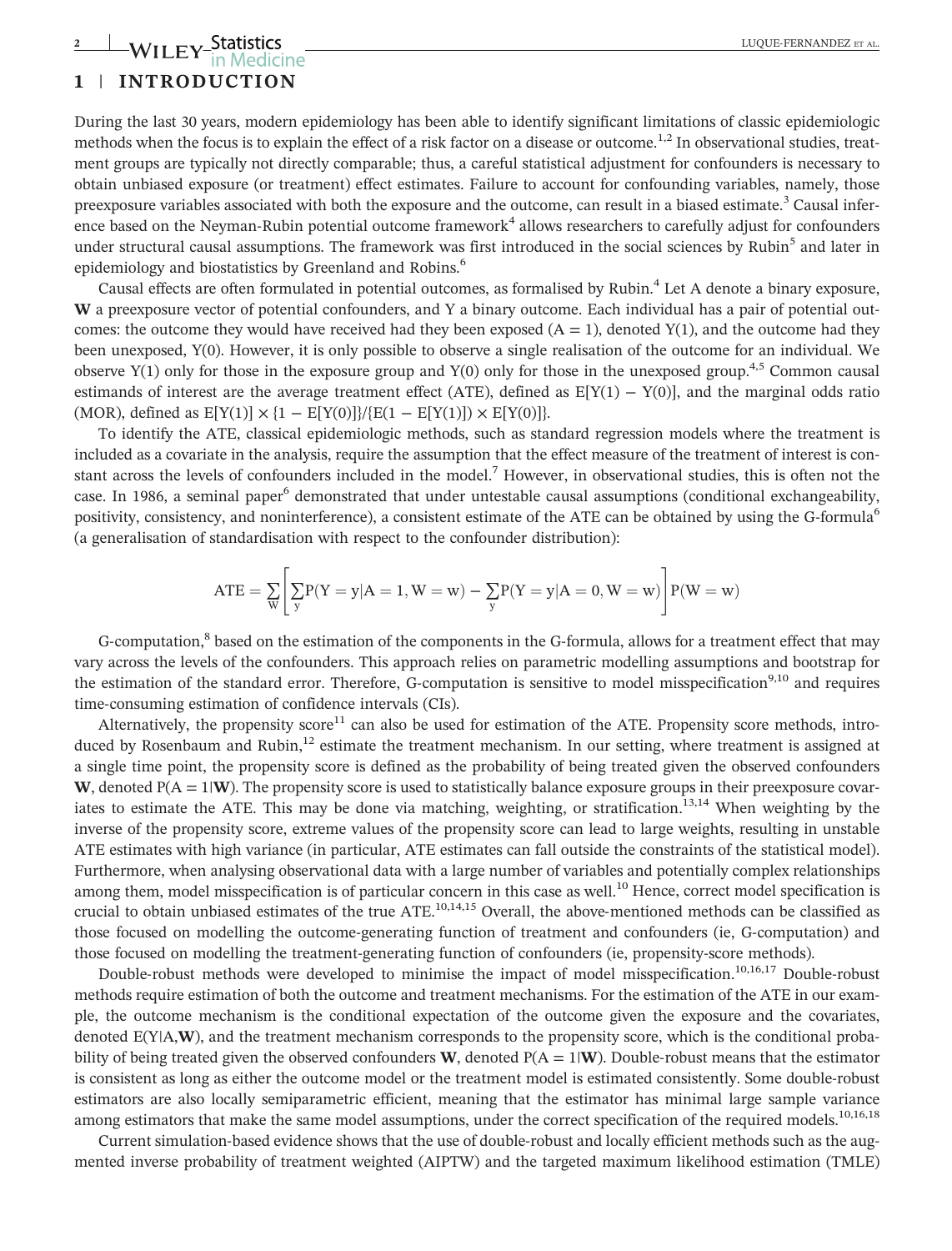## 1 | INTRODUCTION

During the last 30 years, modern epidemiology has been able to identify significant limitations of classic epidemiologic methods when the focus is to explain the effect of a risk factor on a disease or outcome.[1,2] In observational studies, treatment groups are typically not directly comparable; thus, a careful statistical adjustment for confounders is necessary to obtain unbiased exposure (or treatment) effect estimates. Failure to account for confounding variables, namely, those preexposure variables associated with both the exposure and the outcome, can result in a biased estimate.[3] Causal inference based on the Neyman-Rubin potential outcome framework[4] allows researchers to carefully adjust for confounders under structural causal assumptions. The framework was first introduced in the social sciences by Rubin[5] and later in epidemiology and biostatistics by Greenland and Robins.[6]

Causal effects are often formulated in potential outcomes, as formalised by Rubin.[4] Let A denote a binary exposure, $\mathbf{W}$ a preexposure vector of potential confounders, and Y a binary outcome. Each individual has a pair of potential outcomes: the outcome they would have received had they been exposed (A = 1), denoted Y(1), and the outcome had they been unexposed, Y(0). However, it is only possible to observe a single realisation of the outcome for an individual. We observe Y(1) only for those in the exposure group and Y(0) only for those in the unexposed group.[4,5] Common causal estimands of interest are the average treatment effect (ATE), defined as $E[Y(1) - Y(0)]$, and the marginal odds ratio (MOR), defined as $E[Y(1)] \times \{1 - E[Y(0)]\}/\{E(1 - E[Y(1)]) \times E[Y(0)]\}$.

To identify the ATE, classical epidemiologic methods, such as standard regression models where the treatment is included as a covariate in the analysis, require the assumption that the effect measure of the treatment of interest is constant across the levels of confounders included in the model.[7] However, in observational studies, this is often not the case. In 1986, a seminal paper[6] demonstrated that under untestable causal assumptions (conditional exchangeability, positivity, consistency, and noninterference), a consistent estimate of the ATE can be obtained by using the G-formula[6] (a generalisation of standardisation with respect to the confounder distribution):

$$\text{ATE} = \sum_{W}\left[\sum_{y} P(Y = y|A = 1, W = w) - \sum_{y} P(Y = y|A = 0, W = w)\right] P(W = w)$$

G-computation,[8] based on the estimation of the components in the G-formula, allows for a treatment effect that may vary across the levels of the confounders. This approach relies on parametric modelling assumptions and bootstrap for the estimation of the standard error. Therefore, G-computation is sensitive to model misspecification[9,10] and requires time-consuming estimation of confidence intervals (CIs).

Alternatively, the propensity score[11] can also be used for estimation of the ATE. Propensity score methods, introduced by Rosenbaum and Rubin,[12] estimate the treatment mechanism. In our setting, where treatment is assigned at a single time point, the propensity score is defined as the probability of being treated given the observed confounders $\mathbf{W}$, denoted $P(A = 1|\mathbf{W})$. The propensity score is used to statistically balance exposure groups in their preexposure covariates to estimate the ATE. This may be done via matching, weighting, or stratification.[13,14] When weighting by the inverse of the propensity score, extreme values of the propensity score can lead to large weights, resulting in unstable ATE estimates with high variance (in particular, ATE estimates can fall outside the constraints of the statistical model). Furthermore, when analysing observational data with a large number of variables and potentially complex relationships among them, model misspecification is of particular concern in this case as well.[10] Hence, correct model specification is crucial to obtain unbiased estimates of the true ATE.[10,14,15] Overall, the above-mentioned methods can be classified as those focused on modelling the outcome-generating function of treatment and confounders (ie, G-computation) and those focused on modelling the treatment-generating function of confounders (ie, propensity-score methods).

Double-robust methods were developed to minimise the impact of model misspecification.[10,16,17] Double-robust methods require estimation of both the outcome and treatment mechanisms. For the estimation of the ATE in our example, the outcome mechanism is the conditional expectation of the outcome given the exposure and the covariates, denoted $E(Y|A,\mathbf{W})$, and the treatment mechanism corresponds to the propensity score, which is the conditional probability of being treated given the observed confounders $\mathbf{W}$, denoted $P(A = 1|\mathbf{W})$. Double-robust means that the estimator is consistent as long as either the outcome model or the treatment model is estimated consistently. Some double-robust estimators are also locally semiparametric efficient, meaning that the estimator has minimal large sample variance among estimators that make the same model assumptions, under the correct specification of the required models.[10,16,18]

Current simulation-based evidence shows that the use of double-robust and locally efficient methods such as the augmented inverse probability of treatment weighted (AIPTW) and the targeted maximum likelihood estimation (TMLE)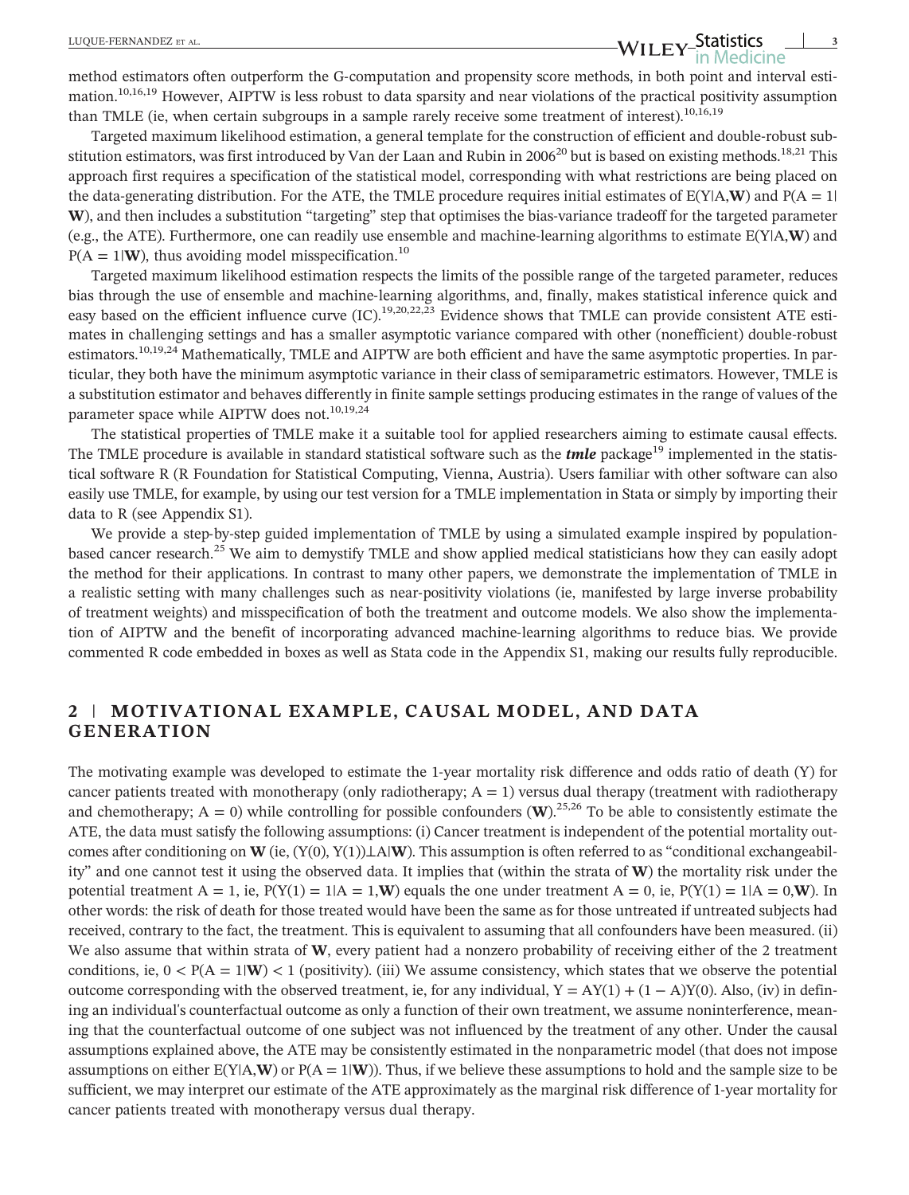method estimators often outperform the G-computation and propensity score methods, in both point and interval estimation.[10,16,19] However, AIPTW is less robust to data sparsity and near violations of the practical positivity assumption than TMLE (ie, when certain subgroups in a sample rarely receive some treatment of interest).[10,16,19]

Targeted maximum likelihood estimation, a general template for the construction of efficient and double-robust substitution estimators, was first introduced by Van der Laan and Rubin in 2006[20] but is based on existing methods.[18,21] This approach first requires a specification of the statistical model, corresponding with what restrictions are being placed on the data-generating distribution. For the ATE, the TMLE procedure requires initial estimates of $E(Y|A,\mathbf{W})$ and $P(A = 1|\mathbf{W})$, and then includes a substitution "targeting" step that optimises the bias-variance tradeoff for the targeted parameter (e.g., the ATE). Furthermore, one can readily use ensemble and machine-learning algorithms to estimate $E(Y|A,\mathbf{W})$ and $P(A = 1|\mathbf{W})$, thus avoiding model misspecification.[10]

Targeted maximum likelihood estimation respects the limits of the possible range of the targeted parameter, reduces bias through the use of ensemble and machine-learning algorithms, and, finally, makes statistical inference quick and easy based on the efficient influence curve (IC).[19,20,22,23] Evidence shows that TMLE can provide consistent ATE estimates in challenging settings and has a smaller asymptotic variance compared with other (nonefficient) double-robust estimators.[10,19,24] Mathematically, TMLE and AIPTW are both efficient and have the same asymptotic properties. In particular, they both have the minimum asymptotic variance in their class of semiparametric estimators. However, TMLE is a substitution estimator and behaves differently in finite sample settings producing estimates in the range of values of the parameter space while AIPTW does not.[10,19,24]

The statistical properties of TMLE make it a suitable tool for applied researchers aiming to estimate causal effects. The TMLE procedure is available in standard statistical software such as the ***tmle*** package[19] implemented in the statistical software R (R Foundation for Statistical Computing, Vienna, Austria). Users familiar with other software can also easily use TMLE, for example, by using our test version for a TMLE implementation in Stata or simply by importing their data to R (see Appendix S1).

We provide a step-by-step guided implementation of TMLE by using a simulated example inspired by population-based cancer research.[25] We aim to demystify TMLE and show applied medical statisticians how they can easily adopt the method for their applications. In contrast to many other papers, we demonstrate the implementation of TMLE in a realistic setting with many challenges such as near-positivity violations (ie, manifested by large inverse probability of treatment weights) and misspecification of both the treatment and outcome models. We also show the implementation of AIPTW and the benefit of incorporating advanced machine-learning algorithms to reduce bias. We provide commented R code embedded in boxes as well as Stata code in the Appendix S1, making our results fully reproducible.

## 2 | MOTIVATIONAL EXAMPLE, CAUSAL MODEL, AND DATA GENERATION

The motivating example was developed to estimate the 1-year mortality risk difference and odds ratio of death (Y) for cancer patients treated with monotherapy (only radiotherapy; $A = 1$) versus dual therapy (treatment with radiotherapy and chemotherapy; $A = 0$) while controlling for possible confounders ($\mathbf{W}$).[25,26] To be able to consistently estimate the ATE, the data must satisfy the following assumptions: (i) Cancer treatment is independent of the potential mortality outcomes after conditioning on $\mathbf{W}$ (ie, $(Y(0), Y(1)) \perp A|\mathbf{W}$). This assumption is often referred to as "conditional exchangeability" and one cannot test it using the observed data. It implies that (within the strata of $\mathbf{W}$) the mortality risk under the potential treatment $A = 1$, ie, $P(Y(1) = 1|A = 1,\mathbf{W})$ equals the one under treatment $A = 0$, ie, $P(Y(1) = 1|A = 0,\mathbf{W})$. In other words: the risk of death for those treated would have been the same as for those untreated if untreated subjects had received, contrary to the fact, the treatment. This is equivalent to assuming that all confounders have been measured. (ii) We also assume that within strata of $\mathbf{W}$, every patient had a nonzero probability of receiving either of the 2 treatment conditions, ie, $0 < P(A = 1|\mathbf{W}) < 1$ (positivity). (iii) We assume consistency, which states that we observe the potential outcome corresponding with the observed treatment, ie, for any individual, $Y = AY(1) + (1 - A)Y(0)$. Also, (iv) in defining an individual's counterfactual outcome as only a function of their own treatment, we assume noninterference, meaning that the counterfactual outcome of one subject was not influenced by the treatment of any other. Under the causal assumptions explained above, the ATE may be consistently estimated in the nonparametric model (that does not impose assumptions on either $E(Y|A,\mathbf{W})$ or $P(A = 1|\mathbf{W})$). Thus, if we believe these assumptions to hold and the sample size to be sufficient, we may interpret our estimate of the ATE approximately as the marginal risk difference of 1-year mortality for cancer patients treated with monotherapy versus dual therapy.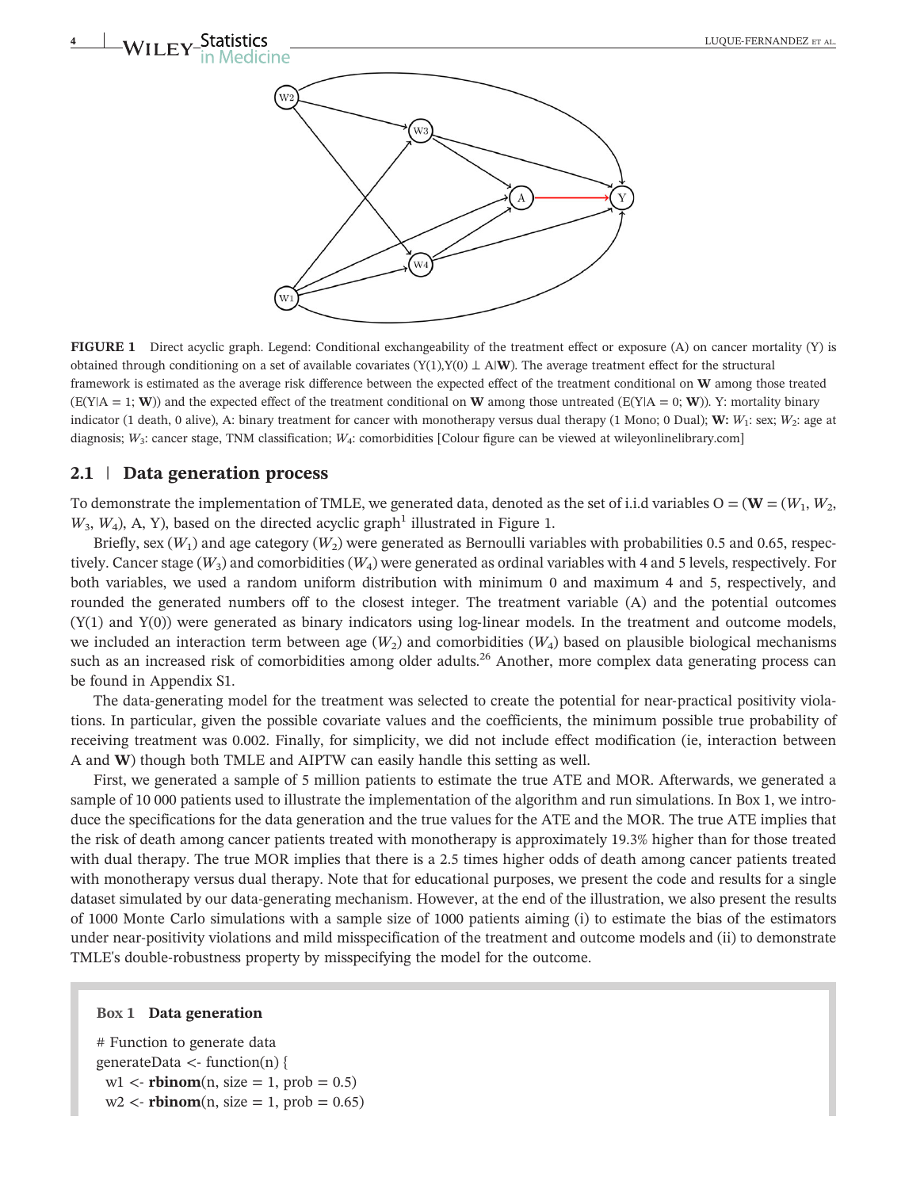**FIGURE 1** Direct acyclic graph. Legend: Conditional exchangeability of the treatment effect or exposure (A) on cancer mortality (Y) is obtained through conditioning on a set of available covariates (Y(1),Y(0) ⊥ A|**W**). The average treatment effect for the structural framework is estimated as the average risk difference between the expected effect of the treatment conditional on **W** among those treated (E(Y|A = 1; **W**)) and the expected effect of the treatment conditional on **W** among those untreated (E(Y|A = 0; **W**)). Y: mortality binary indicator (1 death, 0 alive), A: binary treatment for cancer with monotherapy versus dual therapy (1 Mono; 0 Dual); **W:** $W_1$: sex; $W_2$: age at diagnosis; $W_3$: cancer stage, TNM classification; $W_4$: comorbidities [Colour figure can be viewed at wileyonlinelibrary.com]

## 2.1 | Data generation process

To demonstrate the implementation of TMLE, we generated data, denoted as the set of i.i.d variables O = (**W** = ($W_1$, $W_2$, $W_3$, $W_4$), A, Y), based on the directed acyclic graph[1] illustrated in Figure 1.

Briefly, sex ($W_1$) and age category ($W_2$) were generated as Bernoulli variables with probabilities 0.5 and 0.65, respectively. Cancer stage ($W_3$) and comorbidities ($W_4$) were generated as ordinal variables with 4 and 5 levels, respectively. For both variables, we used a random uniform distribution with minimum 0 and maximum 4 and 5, respectively, and rounded the generated numbers off to the closest integer. The treatment variable (A) and the potential outcomes (Y(1) and Y(0)) were generated as binary indicators using log-linear models. In the treatment and outcome models, we included an interaction term between age ($W_2$) and comorbidities ($W_4$) based on plausible biological mechanisms such as an increased risk of comorbidities among older adults.[26] Another, more complex data generating process can be found in Appendix S1.

The data-generating model for the treatment was selected to create the potential for near-practical positivity violations. In particular, given the possible covariate values and the coefficients, the minimum possible true probability of receiving treatment was 0.002. Finally, for simplicity, we did not include effect modification (ie, interaction between A and **W**) though both TMLE and AIPTW can easily handle this setting as well.

First, we generated a sample of 5 million patients to estimate the true ATE and MOR. Afterwards, we generated a sample of 10 000 patients used to illustrate the implementation of the algorithm and run simulations. In Box 1, we introduce the specifications for the data generation and the true values for the ATE and the MOR. The true ATE implies that the risk of death among cancer patients treated with monotherapy is approximately 19.3% higher than for those treated with dual therapy. The true MOR implies that there is a 2.5 times higher odds of death among cancer patients treated with monotherapy versus dual therapy. Note that for educational purposes, we present the code and results for a single dataset simulated by our data-generating mechanism. However, at the end of the illustration, we also present the results of 1000 Monte Carlo simulations with a sample size of 1000 patients aiming (i) to estimate the bias of the estimators under near-positivity violations and mild misspecification of the treatment and outcome models and (ii) to demonstrate TMLE's double-robustness property by misspecifying the model for the outcome.

**Box 1 Data generation**

```
# Function to generate data
generateData <- function(n) {
  w1 <- rbinom(n, size = 1, prob = 0.5)
  w2 <- rbinom(n, size = 1, prob = 0.65)
```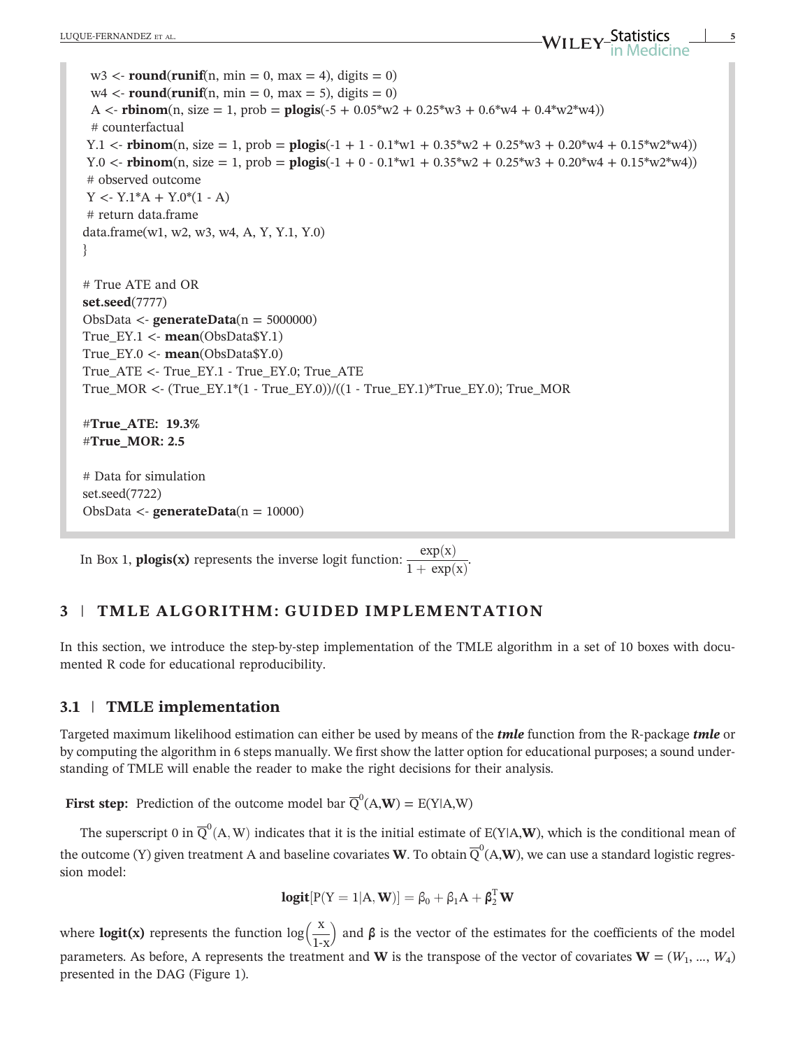```
  w3 <- round(runif(n, min = 0, max = 4), digits = 0)
  w4 <- round(runif(n, min = 0, max = 5), digits = 0)
  A <- rbinom(n, size = 1, prob = plogis(-5 + 0.05*w2 + 0.25*w3 + 0.6*w4 + 0.4*w2*w4))
  # counterfactual
 Y.1 <- rbinom(n, size = 1, prob = plogis(-1 + 1 - 0.1*w1 + 0.35*w2 + 0.25*w3 + 0.20*w4 + 0.15*w2*w4))
 Y.0 <- rbinom(n, size = 1, prob = plogis(-1 + 0 - 0.1*w1 + 0.35*w2 + 0.25*w3 + 0.20*w4 + 0.15*w2*w4))
 # observed outcome
 Y <- Y.1*A + Y.0*(1 - A)
 # return data.frame
data.frame(w1, w2, w3, w4, A, Y, Y.1, Y.0)
}

# True ATE and OR
set.seed(7777)
ObsData <- generateData(n = 5000000)
True_EY.1 <- mean(ObsData$Y.1)
True_EY.0 <- mean(ObsData$Y.0)
True_ATE <- True_EY.1 - True_EY.0; True_ATE
True_MOR <- (True_EY.1*(1 - True_EY.0))/((1 - True_EY.1)*True_EY.0); True_MOR

#True_ATE:  19.3%
#True_MOR: 2.5

# Data for simulation
set.seed(7722)
ObsData <- generateData(n = 10000)
```

In Box 1, **plogis(x)** represents the inverse logit function: $\frac{\exp(x)}{1+\exp(x)}$.

## 3 | TMLE ALGORITHM: GUIDED IMPLEMENTATION

In this section, we introduce the step-by-step implementation of the TMLE algorithm in a set of 10 boxes with documented R code for educational reproducibility.

### 3.1 | TMLE implementation

Targeted maximum likelihood estimation can either be used by means of the ***tmle*** function from the R-package ***tmle*** or by computing the algorithm in 6 steps manually. We first show the latter option for educational purposes; a sound understanding of TMLE will enable the reader to make the right decisions for their analysis.

**First step:** Prediction of the outcome model bar $\overline{Q}^0(A,\mathbf{W}) = E(Y|A,W)$

The superscript 0 in $\overline{Q}^0(A,W)$ indicates that it is the initial estimate of $E(Y|A,\mathbf{W})$, which is the conditional mean of the outcome (Y) given treatment A and baseline covariates **W**. To obtain $\overline{Q}^0(A,\mathbf{W})$, we can use a standard logistic regression model:

$$\mathbf{logit}[P(Y=1|A,\mathbf{W})] = \beta_0 + \beta_1 A + \boldsymbol{\beta}_2^T \mathbf{W}$$

where **logit(x)** represents the function $\log\left(\frac{x}{1\text{-}x}\right)$ and $\boldsymbol{\beta}$ is the vector of the estimates for the coefficients of the model parameters. As before, A represents the treatment and **W** is the transpose of the vector of covariates $\mathbf{W} = (W_1, \ldots, W_4)$ presented in the DAG (Figure 1).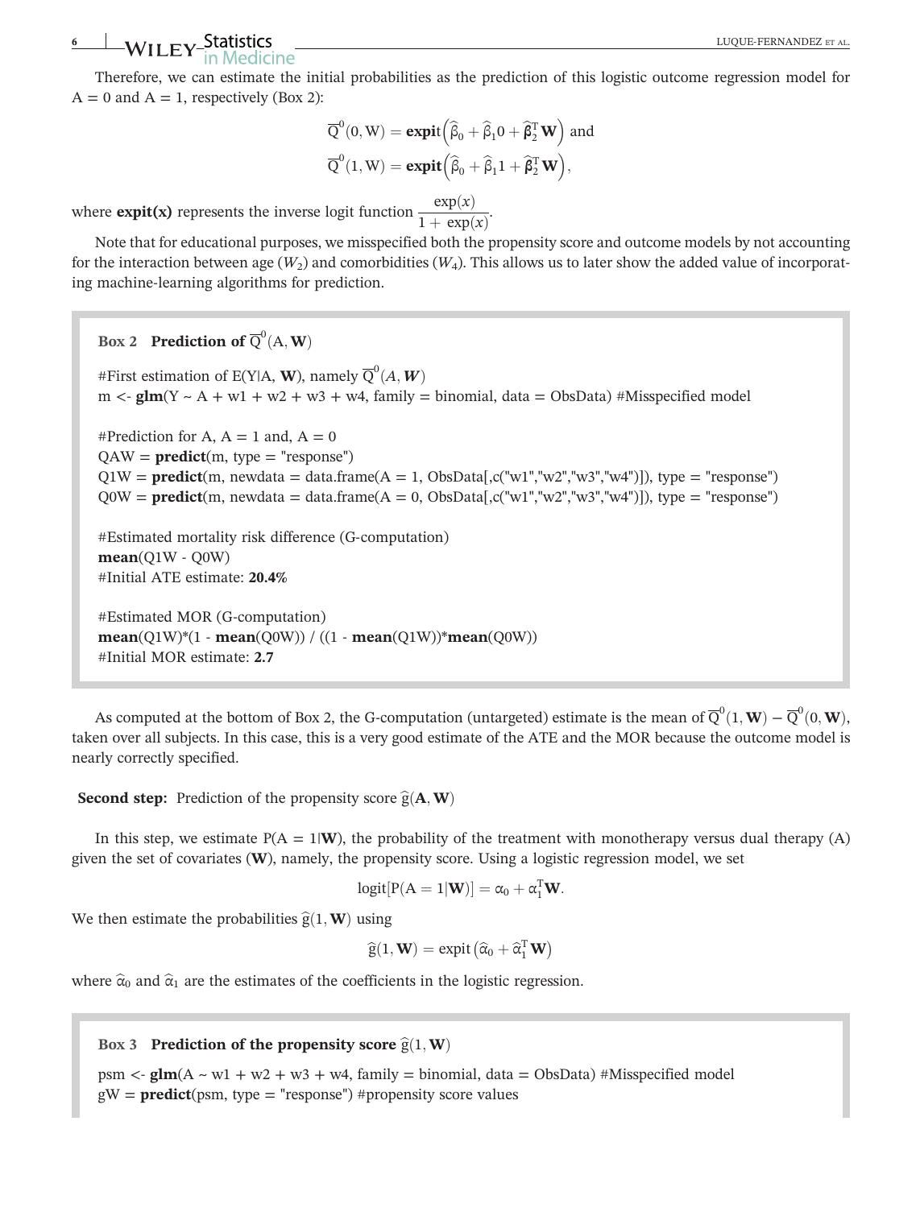Therefore, we can estimate the initial probabilities as the prediction of this logistic outcome regression model for A = 0 and A = 1, respectively (Box 2):

$$\overline{Q}^0(0, \mathrm{W}) = \mathbf{expit}\left(\widehat{\beta}_0 + \widehat{\beta}_1 0 + \widehat{\boldsymbol{\beta}}_2^{\mathrm{T}}\mathbf{W}\right) \text{ and}$$
$$\overline{Q}^0(1, \mathrm{W}) = \mathbf{expit}\left(\widehat{\beta}_0 + \widehat{\beta}_1 1 + \widehat{\boldsymbol{\beta}}_2^{\mathrm{T}}\mathbf{W}\right),$$

where **expit(x)** represents the inverse logit function $\frac{\exp(x)}{1+\exp(x)}$.

Note that for educational purposes, we misspecified both the propensity score and outcome models by not accounting for the interaction between age ($W_2$) and comorbidities ($W_4$). This allows us to later show the added value of incorporating machine-learning algorithms for prediction.

**Box 2 Prediction of $\overline{Q}^0(\mathrm{A}, \mathbf{W})$**

```
#First estimation of E(Y|A, W), namely Q̄0(A, W)
m <- glm(Y ~ A + w1 + w2 + w3 + w4, family = binomial, data = ObsData) #Misspecified model

#Prediction for A, A = 1 and, A = 0
QAW = predict(m, type = "response")
Q1W = predict(m, newdata = data.frame(A = 1, ObsData[,c("w1","w2","w3","w4")]), type = "response")
Q0W = predict(m, newdata = data.frame(A = 0, ObsData[,c("w1","w2","w3","w4")]), type = "response")

#Estimated mortality risk difference (G-computation)
mean(Q1W - Q0W)
#Initial ATE estimate: 20.4%

#Estimated MOR (G-computation)
mean(Q1W)*(1 - mean(Q0W)) / ((1 - mean(Q1W))*mean(Q0W))
#Initial MOR estimate: 2.7
```

As computed at the bottom of Box 2, the G-computation (untargeted) estimate is the mean of $\overline{Q}^0(1, \mathbf{W}) - \overline{Q}^0(0, \mathbf{W})$, taken over all subjects. In this case, this is a very good estimate of the ATE and the MOR because the outcome model is nearly correctly specified.

**Second step:** Prediction of the propensity score $\widehat{g}(\mathbf{A}, \mathbf{W})$

In this step, we estimate P(A = 1|**W**), the probability of the treatment with monotherapy versus dual therapy (A) given the set of covariates (**W**), namely, the propensity score. Using a logistic regression model, we set

$$\mathrm{logit}[\mathrm{P}(\mathrm{A} = 1|\mathbf{W})] = \alpha_0 + \alpha_1^{\mathrm{T}}\mathbf{W}.$$

We then estimate the probabilities $\widehat{g}(1, \mathbf{W})$ using

$$\widehat{g}(1, \mathbf{W}) = \mathrm{expit}\left(\widehat{\alpha}_0 + \widehat{\alpha}_1^{\mathrm{T}}\mathbf{W}\right)$$

where $\widehat{\alpha}_0$ and $\widehat{\alpha}_1$ are the estimates of the coefficients in the logistic regression.

**Box 3 Prediction of the propensity score $\widehat{g}(1, \mathbf{W})$**

```
psm <- glm(A ~ w1 + w2 + w3 + w4, family = binomial, data = ObsData) #Misspecified model
gW = predict(psm, type = "response") #propensity score values
```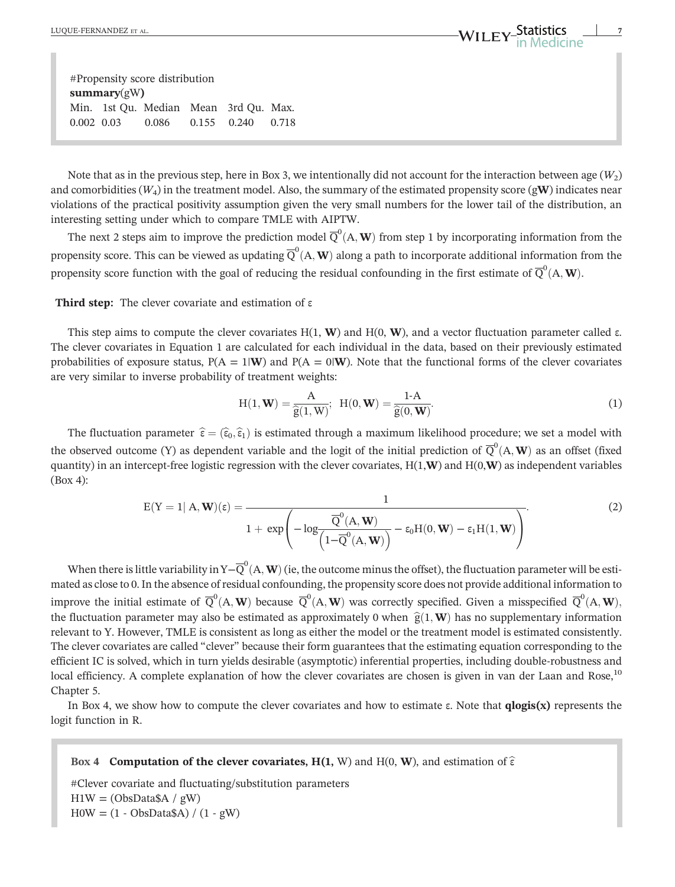```
#Propensity score distribution
summary(gW)
Min.  1st Qu.  Median  Mean  3rd Qu.  Max.
0.002  0.03     0.086   0.155  0.240   0.718
```

Note that as in the previous step, here in Box 3, we intentionally did not account for the interaction between age ($W_2$) and comorbidities ($W_4$) in the treatment model. Also, the summary of the estimated propensity score (g**W**) indicates near violations of the practical positivity assumption given the very small numbers for the lower tail of the distribution, an interesting setting under which to compare TMLE with AIPTW.

The next 2 steps aim to improve the prediction model $\overline{Q}^0(A, \mathbf{W})$ from step 1 by incorporating information from the propensity score. This can be viewed as updating $\overline{Q}^0(A, \mathbf{W})$ along a path to incorporate additional information from the propensity score function with the goal of reducing the residual confounding in the first estimate of $\overline{Q}^0(A, \mathbf{W})$.

**Third step:** The clever covariate and estimation of ε

This step aims to compute the clever covariates $H(1, \mathbf{W})$ and $H(0, \mathbf{W})$, and a vector fluctuation parameter called ε. The clever covariates in Equation 1 are calculated for each individual in the data, based on their previously estimated probabilities of exposure status, $P(A = 1|\mathbf{W})$ and $P(A = 0|\mathbf{W})$. Note that the functional forms of the clever covariates are very similar to inverse probability of treatment weights:

$$H(1, \mathbf{W}) = \frac{A}{\widehat{g}(1, W)}; \quad H(0, \mathbf{W}) = \frac{1\text{-}A}{\widehat{g}(0, \mathbf{W})}. \tag{1}$$

The fluctuation parameter $\widehat{\varepsilon} = (\widehat{\varepsilon}_0, \widehat{\varepsilon}_1)$ is estimated through a maximum likelihood procedure; we set a model with the observed outcome (Y) as dependent variable and the logit of the initial prediction of $\overline{Q}^0(A, \mathbf{W})$ as an offset (fixed quantity) in an intercept-free logistic regression with the clever covariates, $H(1,\mathbf{W})$ and $H(0,\mathbf{W})$ as independent variables (Box 4):

$$E(Y = 1|\, A, \mathbf{W})(\varepsilon) = \frac{1}{1 + \exp\left( -\log\dfrac{\overline{Q}^0(A, \mathbf{W})}{\left(1 - \overline{Q}^0(A, \mathbf{W})\right)} - \varepsilon_0 H(0, \mathbf{W}) - \varepsilon_1 H(1, \mathbf{W}) \right)}. \tag{2}$$

When there is little variability in $Y - \overline{Q}^0(A, \mathbf{W})$ (ie, the outcome minus the offset), the fluctuation parameter will be estimated as close to 0. In the absence of residual confounding, the propensity score does not provide additional information to improve the initial estimate of $\overline{Q}^0(A, \mathbf{W})$ because $\overline{Q}^0(A, \mathbf{W})$ was correctly specified. Given a misspecified $\overline{Q}^0(A, \mathbf{W})$, the fluctuation parameter may also be estimated as approximately 0 when $\widehat{g}(1, \mathbf{W})$ has no supplementary information relevant to Y. However, TMLE is consistent as long as either the model or the treatment model is estimated consistently. The clever covariates are called "clever" because their form guarantees that the estimating equation corresponding to the efficient IC is solved, which in turn yields desirable (asymptotic) inferential properties, including double-robustness and local efficiency. A complete explanation of how the clever covariates are chosen is given in van der Laan and Rose,[10] Chapter 5.

In Box 4, we show how to compute the clever covariates and how to estimate ε. Note that **qlogis(x)** represents the logit function in R.

**Box 4 Computation of the clever covariates, H(1,** W) and H(0, **W**), and estimation of $\widehat{\varepsilon}$

```
#Clever covariate and fluctuating/substitution parameters
H1W = (ObsData$A / gW)
H0W = (1 - ObsData$A) / (1 - gW)
```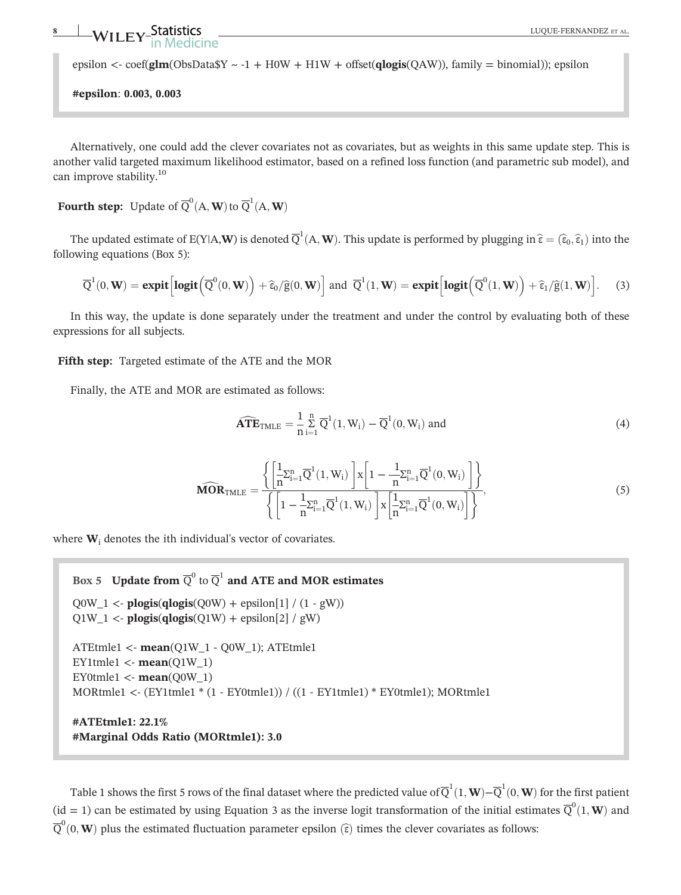```
epsilon <- coef(glm(ObsData$Y ~ -1 + H0W + H1W + offset(qlogis(QAW)), family = binomial)); epsilon

#epsilon: 0.003, 0.003
```

Alternatively, one could add the clever covariates not as covariates, but as weights in this same update step. This is another valid targeted maximum likelihood estimator, based on a refined loss function (and parametric sub model), and can improve stability.[10]

**Fourth step:** Update of $\overline{Q}^0(A, \mathbf{W})$ to $\overline{Q}^1(A, \mathbf{W})$

The updated estimate of E(Y|A,**W**) is denoted $\overline{Q}^1(A, \mathbf{W})$. This update is performed by plugging in $\hat{\varepsilon} = (\hat{\varepsilon}_0, \hat{\varepsilon}_1)$ into the following equations (Box 5):

$$\overline{Q}^1(0, \mathbf{W}) = \mathbf{expit}\left[\mathbf{logit}\left(\overline{Q}^0(0, \mathbf{W})\right) + \hat{\varepsilon}_0/\hat{g}(0, \mathbf{W})\right] \text{ and } \overline{Q}^1(1, \mathbf{W}) = \mathbf{expit}\left[\mathbf{logit}\left(\overline{Q}^0(1, \mathbf{W})\right) + \hat{\varepsilon}_1/\hat{g}(1, \mathbf{W})\right]. \quad (3)$$

In this way, the update is done separately under the treatment and under the control by evaluating both of these expressions for all subjects.

**Fifth step:** Targeted estimate of the ATE and the MOR

Finally, the ATE and MOR are estimated as follows:

$$\widehat{\mathbf{ATE}}_{\mathrm{TMLE}} = \frac{1}{n}\sum_{i=1}^{n} \overline{Q}^1(1, W_i) - \overline{Q}^1(0, W_i) \text{ and} \quad (4)$$

$$\widehat{\mathbf{MOR}}_{\mathrm{TMLE}} = \frac{\left\{\left[\frac{1}{n}\Sigma_{i=1}^{n}\overline{Q}^1(1, W_i)\right] \mathrm{x} \left[1 - \frac{1}{n}\Sigma_{i=1}^{n}\overline{Q}^1(0, W_i)\right]\right\}}{\left\{\left[1 - \frac{1}{n}\Sigma_{i=1}^{n}\overline{Q}^1(1, W_i)\right] \mathrm{x} \left[\frac{1}{n}\Sigma_{i=1}^{n}\overline{Q}^1(0, W_i)\right]\right\}}, \quad (5)$$

where $\mathbf{W}_i$ denotes the ith individual's vector of covariates.

**Box 5 Update from $\overline{Q}^0$ to $\overline{Q}^1$ and ATE and MOR estimates**

```
Q0W_1 <- plogis(qlogis(Q0W) + epsilon[1] / (1 - gW))
Q1W_1 <- plogis(qlogis(Q1W) + epsilon[2] / gW)

ATEtmle1 <- mean(Q1W_1 - Q0W_1); ATEtmle1
EY1tmle1 <- mean(Q1W_1)
EY0tmle1 <- mean(Q0W_1)
MORtmle1 <- (EY1tmle1 * (1 - EY0tmle1)) / ((1 - EY1tmle1) * EY0tmle1); MORtmle1

#ATEtmle1: 22.1%
#Marginal Odds Ratio (MORtmle1): 3.0
```

Table 1 shows the first 5 rows of the final dataset where the predicted value of $\overline{Q}^1(1, \mathbf{W}) - \overline{Q}^1(0, \mathbf{W})$ for the first patient (id = 1) can be estimated by using Equation 3 as the inverse logit transformation of the initial estimates $\overline{Q}^0(1, \mathbf{W})$ and $\overline{Q}^0(0, \mathbf{W})$ plus the estimated fluctuation parameter epsilon ($\hat{\varepsilon}$) times the clever covariates as follows: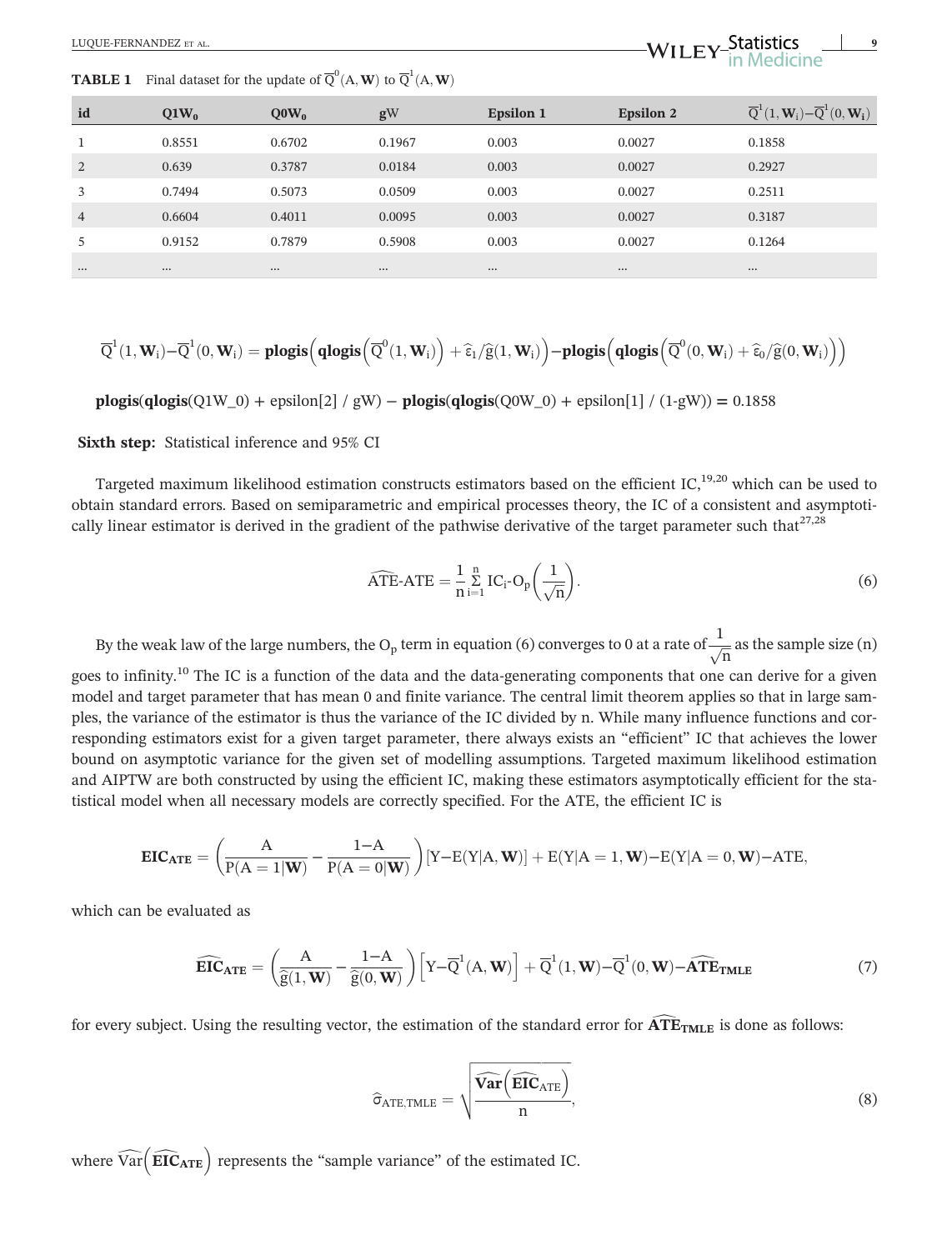**TABLE 1** Final dataset for the update of $\overline{Q}^0(A, \mathbf{W})$ to $\overline{Q}^1(A, \mathbf{W})$

| id | Q1W$_0$ | Q0W$_0$ | gW | Epsilon 1 | Epsilon 2 | $\overline{Q}^1(1, \mathbf{W}_i) - \overline{Q}^1(0, \mathbf{W}_i)$ |
|---|---|---|---|---|---|---|
| 1 | 0.8551 | 0.6702 | 0.1967 | 0.003 | 0.0027 | 0.1858 |
| 2 | 0.639 | 0.3787 | 0.0184 | 0.003 | 0.0027 | 0.2927 |
| 3 | 0.7494 | 0.5073 | 0.0509 | 0.003 | 0.0027 | 0.2511 |
| 4 | 0.6604 | 0.4011 | 0.0095 | 0.003 | 0.0027 | 0.3187 |
| 5 | 0.9152 | 0.7879 | 0.5908 | 0.003 | 0.0027 | 0.1264 |
| ... | ... | ... | ... | ... | ... | ... |

$$\overline{Q}^1(1, \mathbf{W}_i) - \overline{Q}^1(0, \mathbf{W}_i) = \mathbf{plogis}\left(\mathbf{qlogis}\left(\overline{Q}^0(1, \mathbf{W}_i)\right) + \hat{\varepsilon}_1 / \hat{g}(1, \mathbf{W}_i)\right) - \mathbf{plogis}\left(\mathbf{qlogis}\left(\overline{Q}^0(0, \mathbf{W}_i) + \hat{\varepsilon}_0 / \hat{g}(0, \mathbf{W}_i)\right)\right)$$

**plogis**(**qlogis**(Q1W_0) + epsilon[2] / gW) − **plogis**(**qlogis**(Q0W_0) + epsilon[1] / (1-gW)) **=** 0.1858

**Sixth step:** Statistical inference and 95% CI

Targeted maximum likelihood estimation constructs estimators based on the efficient IC,[19,20] which can be used to obtain standard errors. Based on semiparametric and empirical processes theory, the IC of a consistent and asymptotically linear estimator is derived in the gradient of the pathwise derivative of the target parameter such that[27,28]

$$\widehat{\mathrm{ATE}}\text{-}\mathrm{ATE} = \frac{1}{n}\sum_{i=1}^{n} \mathrm{IC}_i\text{-}O_p\left(\frac{1}{\sqrt{n}}\right). \tag{6}$$

By the weak law of the large numbers, the $O_p$ term in equation (6) converges to 0 at a rate of $\frac{1}{\sqrt{n}}$ as the sample size (n) goes to infinity.[10] The IC is a function of the data and the data-generating components that one can derive for a given model and target parameter that has mean 0 and finite variance. The central limit theorem applies so that in large samples, the variance of the estimator is thus the variance of the IC divided by n. While many influence functions and corresponding estimators exist for a given target parameter, there always exists an "efficient" IC that achieves the lower bound on asymptotic variance for the given set of modelling assumptions. Targeted maximum likelihood estimation and AIPTW are both constructed by using the efficient IC, making these estimators asymptotically efficient for the statistical model when all necessary models are correctly specified. For the ATE, the efficient IC is

$$\mathbf{EIC_{ATE}} = \left(\frac{A}{P(A=1|\mathbf{W})} - \frac{1-A}{P(A=0|\mathbf{W})}\right)[Y - E(Y|A, \mathbf{W})] + E(Y|A=1, \mathbf{W}) - E(Y|A=0, \mathbf{W}) - \mathrm{ATE},$$

which can be evaluated as

$$\widehat{\mathbf{EIC}}_{\mathbf{ATE}} = \left(\frac{A}{\hat{g}(1, \mathbf{W})} - \frac{1-A}{\hat{g}(0, \mathbf{W})}\right)\left[Y - \overline{Q}^1(A, \mathbf{W})\right] + \overline{Q}^1(1, \mathbf{W}) - \overline{Q}^1(0, \mathbf{W}) - \widehat{\mathbf{ATE}}_{\mathbf{TMLE}} \tag{7}$$

for every subject. Using the resulting vector, the estimation of the standard error for $\widehat{\mathbf{ATE}}_{\mathbf{TMLE}}$ is done as follows:

$$\hat{\sigma}_{\mathrm{ATE,TMLE}} = \sqrt{\frac{\widehat{\mathbf{Var}}\left(\widehat{\mathbf{EIC}}_{\mathrm{ATE}}\right)}{n}}, \tag{8}$$

where $\widehat{\mathrm{Var}}\left(\widehat{\mathbf{EIC}}_{\mathbf{ATE}}\right)$ represents the "sample variance" of the estimated IC.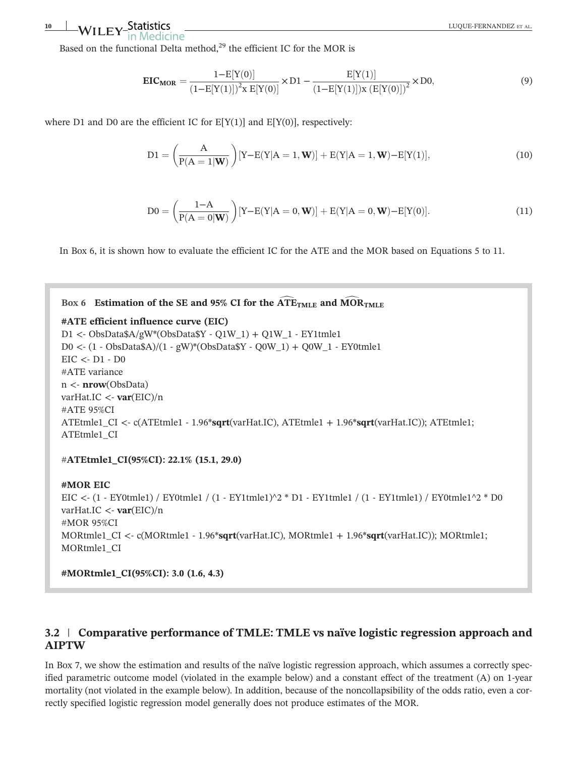Based on the functional Delta method,[29] the efficient IC for the MOR is

$$\mathbf{EIC_{MOR}} = \frac{1 - \mathrm{E}[\mathrm{Y}(0)]}{(1 - \mathrm{E}[\mathrm{Y}(1)])^2 \mathrm{x}\ \mathrm{E}[\mathrm{Y}(0)]} \times \mathrm{D1} - \frac{\mathrm{E}[\mathrm{Y}(1)]}{(1 - \mathrm{E}[\mathrm{Y}(1)])\mathrm{x}\ (\mathrm{E}[\mathrm{Y}(0)])^2} \times \mathrm{D0}, \tag{9}$$

where D1 and D0 are the efficient IC for E[Y(1)] and E[Y(0)], respectively:

$$\mathrm{D1} = \left(\frac{\mathrm{A}}{\mathrm{P}(\mathrm{A}=1|\mathbf{W})}\right)[\mathrm{Y} - \mathrm{E}(\mathrm{Y}|\mathrm{A}=1, \mathbf{W})] + \mathrm{E}(\mathrm{Y}|\mathrm{A}=1, \mathbf{W}) - \mathrm{E}[\mathrm{Y}(1)], \tag{10}$$

$$\mathrm{D0} = \left(\frac{1 - \mathrm{A}}{\mathrm{P}(\mathrm{A}=0|\mathbf{W})}\right)[\mathrm{Y} - \mathrm{E}(\mathrm{Y}|\mathrm{A}=0, \mathbf{W})] + \mathrm{E}(\mathrm{Y}|\mathrm{A}=0, \mathbf{W}) - \mathrm{E}[\mathrm{Y}(0)]. \tag{11}$$

In Box 6, it is shown how to evaluate the efficient IC for the ATE and the MOR based on Equations 5 to 11.

**Box 6 Estimation of the SE and 95% CI for the $\widehat{\mathbf{ATE}}_{\mathbf{TMLE}}$ and $\widehat{\mathbf{MOR}}_{\mathbf{TMLE}}$**

```
#ATE efficient influence curve (EIC)
D1 <- ObsData$A/gW*(ObsData$Y - Q1W_1) + Q1W_1 - EY1tmle1
D0 <- (1 - ObsData$A)/(1 - gW)*(ObsData$Y - Q0W_1) + Q0W_1 - EY0tmle1
EIC <- D1 - D0
#ATE variance
n <- nrow(ObsData)
varHat.IC <- var(EIC)/n
#ATE 95%CI
ATEtmle1_CI <- c(ATEtmle1 - 1.96*sqrt(varHat.IC), ATEtmle1 + 1.96*sqrt(varHat.IC)); ATEtmle1;
ATEtmle1_CI

#ATEtmle1_CI(95%CI): 22.1% (15.1, 29.0)

#MOR EIC
EIC <- (1 - EY0tmle1) / EY0tmle1 / (1 - EY1tmle1)^2 * D1 - EY1tmle1 / (1 - EY1tmle1) / EY0tmle1^2 * D0
varHat.IC <- var(EIC)/n
#MOR 95%CI
MORtmle1_CI <- c(MORtmle1 - 1.96*sqrt(varHat.IC), MORtmle1 + 1.96*sqrt(varHat.IC)); MORtmle1;
MORtmle1_CI

#MORtmle1_CI(95%CI): 3.0 (1.6, 4.3)
```

## 3.2 | Comparative performance of TMLE: TMLE vs naïve logistic regression approach and AIPTW

In Box 7, we show the estimation and results of the naïve logistic regression approach, which assumes a correctly specified parametric outcome model (violated in the example below) and a constant effect of the treatment (A) on 1-year mortality (not violated in the example below). In addition, because of the noncollapsibility of the odds ratio, even a correctly specified logistic regression model generally does not produce estimates of the MOR.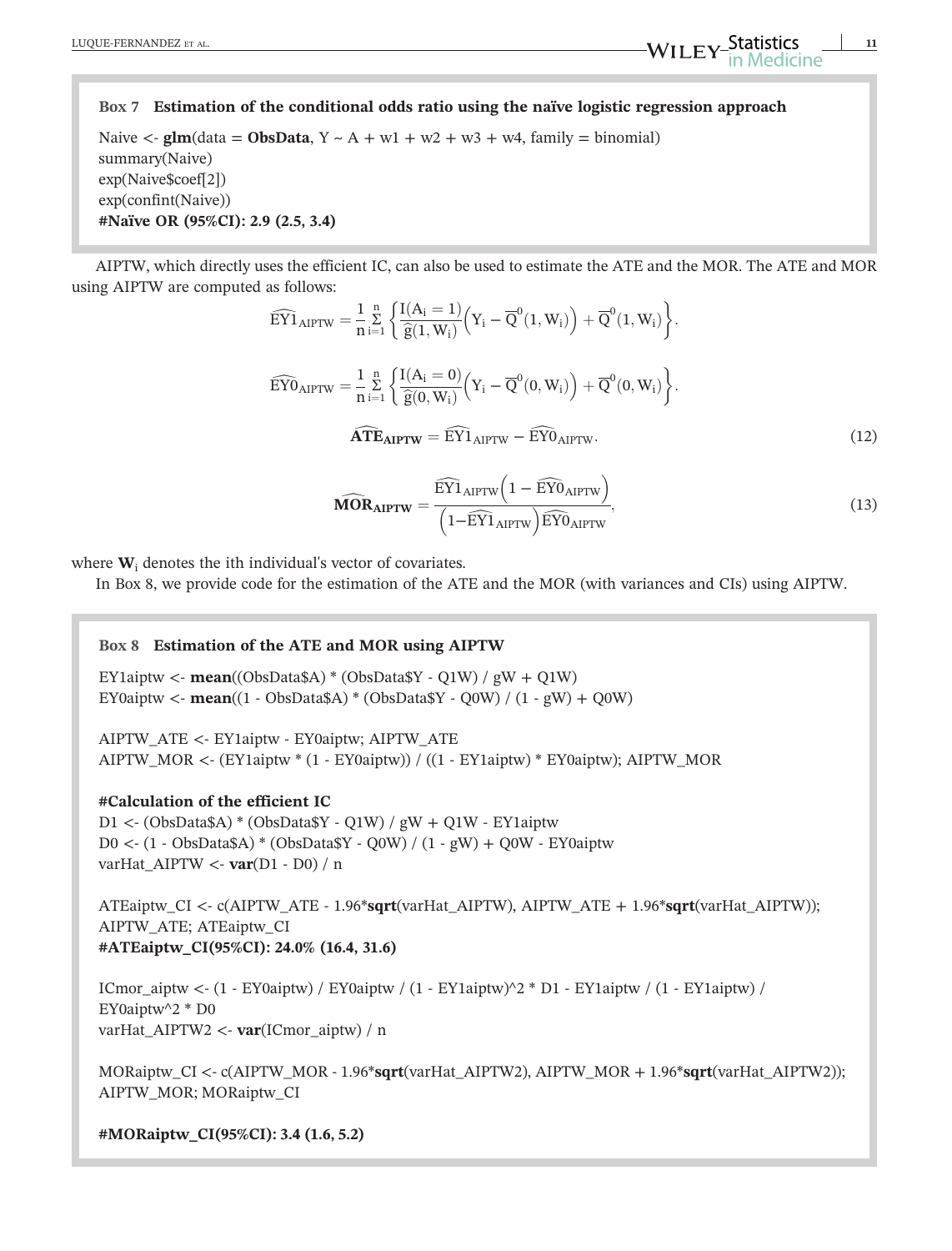**Box 7 Estimation of the conditional odds ratio using the naïve logistic regression approach**

```
Naive <- glm(data = ObsData, Y ~ A + w1 + w2 + w3 + w4, family = binomial)
summary(Naive)
exp(Naive$coef[2])
exp(confint(Naive))
#Naïve OR (95%CI): 2.9 (2.5, 3.4)
```

AIPTW, which directly uses the efficient IC, can also be used to estimate the ATE and the MOR. The ATE and MOR using AIPTW are computed as follows:

$$\widehat{\mathrm{EY1}}_{\mathrm{AIPTW}} = \frac{1}{n}\sum_{i=1}^{n}\left\{\frac{I(A_i = 1)}{\widehat{g}(1, W_i)}\left(Y_i - \overline{Q}^0(1, W_i)\right) + \overline{Q}^0(1, W_i)\right\}.$$

$$\widehat{\mathrm{EY0}}_{\mathrm{AIPTW}} = \frac{1}{n}\sum_{i=1}^{n}\left\{\frac{I(A_i = 0)}{\widehat{g}(0, W_i)}\left(Y_i - \overline{Q}^0(0, W_i)\right) + \overline{Q}^0(0, W_i)\right\}.$$

$$\widehat{\mathbf{ATE}}_{\mathbf{AIPTW}} = \widehat{\mathrm{EY1}}_{\mathrm{AIPTW}} - \widehat{\mathrm{EY0}}_{\mathrm{AIPTW}}. \tag{12}$$

$$\widehat{\mathbf{MOR}}_{\mathbf{AIPTW}} = \frac{\widehat{\mathrm{EY1}}_{\mathrm{AIPTW}}\left(1 - \widehat{\mathrm{EY0}}_{\mathrm{AIPTW}}\right)}{\left(1 - \widehat{\mathrm{EY1}}_{\mathrm{AIPTW}}\right)\widehat{\mathrm{EY0}}_{\mathrm{AIPTW}}}, \tag{13}$$

where $\mathbf{W}_i$ denotes the ith individual's vector of covariates.

In Box 8, we provide code for the estimation of the ATE and the MOR (with variances and CIs) using AIPTW.

**Box 8 Estimation of the ATE and MOR using AIPTW**

```
EY1aiptw <- mean((ObsData$A) * (ObsData$Y - Q1W) / gW + Q1W)
EY0aiptw <- mean((1 - ObsData$A) * (ObsData$Y - Q0W) / (1 - gW) + Q0W)

AIPTW_ATE <- EY1aiptw - EY0aiptw; AIPTW_ATE
AIPTW_MOR <- (EY1aiptw * (1 - EY0aiptw)) / ((1 - EY1aiptw) * EY0aiptw); AIPTW_MOR

#Calculation of the efficient IC
D1 <- (ObsData$A) * (ObsData$Y - Q1W) / gW + Q1W - EY1aiptw
D0 <- (1 - ObsData$A) * (ObsData$Y - Q0W) / (1 - gW) + Q0W - EY0aiptw
varHat_AIPTW <- var(D1 - D0) / n

ATEaiptw_CI <- c(AIPTW_ATE - 1.96*sqrt(varHat_AIPTW), AIPTW_ATE + 1.96*sqrt(varHat_AIPTW));
AIPTW_ATE; ATEaiptw_CI
#ATEaiptw_CI(95%CI): 24.0% (16.4, 31.6)

ICmor_aiptw <- (1 - EY0aiptw) / EY0aiptw / (1 - EY1aiptw)^2 * D1 - EY1aiptw / (1 - EY1aiptw) /
EY0aiptw^2 * D0
varHat_AIPTW2 <- var(ICmor_aiptw) / n

MORaiptw_CI <- c(AIPTW_MOR - 1.96*sqrt(varHat_AIPTW2), AIPTW_MOR + 1.96*sqrt(varHat_AIPTW2));
AIPTW_MOR; MORaiptw_CI

#MORaiptw_CI(95%CI): 3.4 (1.6, 5.2)
```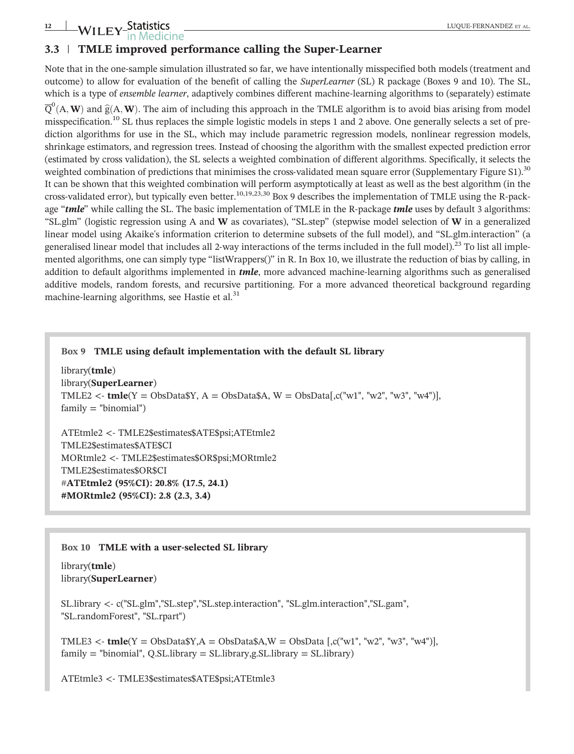### 3.3 | TMLE improved performance calling the Super-Learner

Note that in the one-sample simulation illustrated so far, we have intentionally misspecified both models (treatment and outcome) to allow for evaluation of the benefit of calling the *SuperLearner* (SL) R package (Boxes 9 and 10). The SL, which is a type of *ensemble learner*, adaptively combines different machine-learning algorithms to (separately) estimate $\overline{Q}^0(A, \mathbf{W})$ and $\widehat{g}(A, \mathbf{W})$. The aim of including this approach in the TMLE algorithm is to avoid bias arising from model misspecification.[10] SL thus replaces the simple logistic models in steps 1 and 2 above. One generally selects a set of prediction algorithms for use in the SL, which may include parametric regression models, nonlinear regression models, shrinkage estimators, and regression trees. Instead of choosing the algorithm with the smallest expected prediction error (estimated by cross validation), the SL selects a weighted combination of different algorithms. Specifically, it selects the weighted combination of predictions that minimises the cross-validated mean square error (Supplementary Figure S1).[30] It can be shown that this weighted combination will perform asymptotically at least as well as the best algorithm (in the cross-validated error), but typically even better.[10,19,23,30] Box 9 describes the implementation of TMLE using the R-package "***tmle***" while calling the SL. The basic implementation of TMLE in the R-package ***tmle*** uses by default 3 algorithms: "SL.glm" (logistic regression using A and **W** as covariates), "SL.step" (stepwise model selection of **W** in a generalized linear model using Akaike's information criterion to determine subsets of the full model), and "SL.glm.interaction" (a generalised linear model that includes all 2-way interactions of the terms included in the full model).[23] To list all implemented algorithms, one can simply type "listWrappers()" in R. In Box 10, we illustrate the reduction of bias by calling, in addition to default algorithms implemented in ***tmle***, more advanced machine-learning algorithms such as generalised additive models, random forests, and recursive partitioning. For a more advanced theoretical background regarding machine-learning algorithms, see Hastie et al.[31]

**Box 9 TMLE using default implementation with the default SL library**

```
library(tmle)
library(SuperLearner)
TMLE2 <- tmle(Y = ObsData$Y, A = ObsData$A, W = ObsData[,c("w1", "w2", "w3", "w4")],
family = "binomial")

ATEtmle2 <- TMLE2$estimates$ATE$psi;ATEtmle2
TMLE2$estimates$ATE$CI
MORtmle2 <- TMLE2$estimates$OR$psi;MORtmle2
TMLE2$estimates$OR$CI
#ATEtmle2 (95%CI): 20.8% (17.5, 24.1)
#MORtmle2 (95%CI): 2.8 (2.3, 3.4)
```

**Box 10 TMLE with a user-selected SL library**

```
library(tmle)
library(SuperLearner)

SL.library <- c("SL.glm","SL.step","SL.step.interaction", "SL.glm.interaction","SL.gam",
"SL.randomForest", "SL.rpart")

TMLE3 <- tmle(Y = ObsData$Y,A = ObsData$A,W = ObsData [,c("w1", "w2", "w3", "w4")],
family = "binomial", Q.SL.library = SL.library,g.SL.library = SL.library)

ATEtmle3 <- TMLE3$estimates$ATE$psi;ATEtmle3
```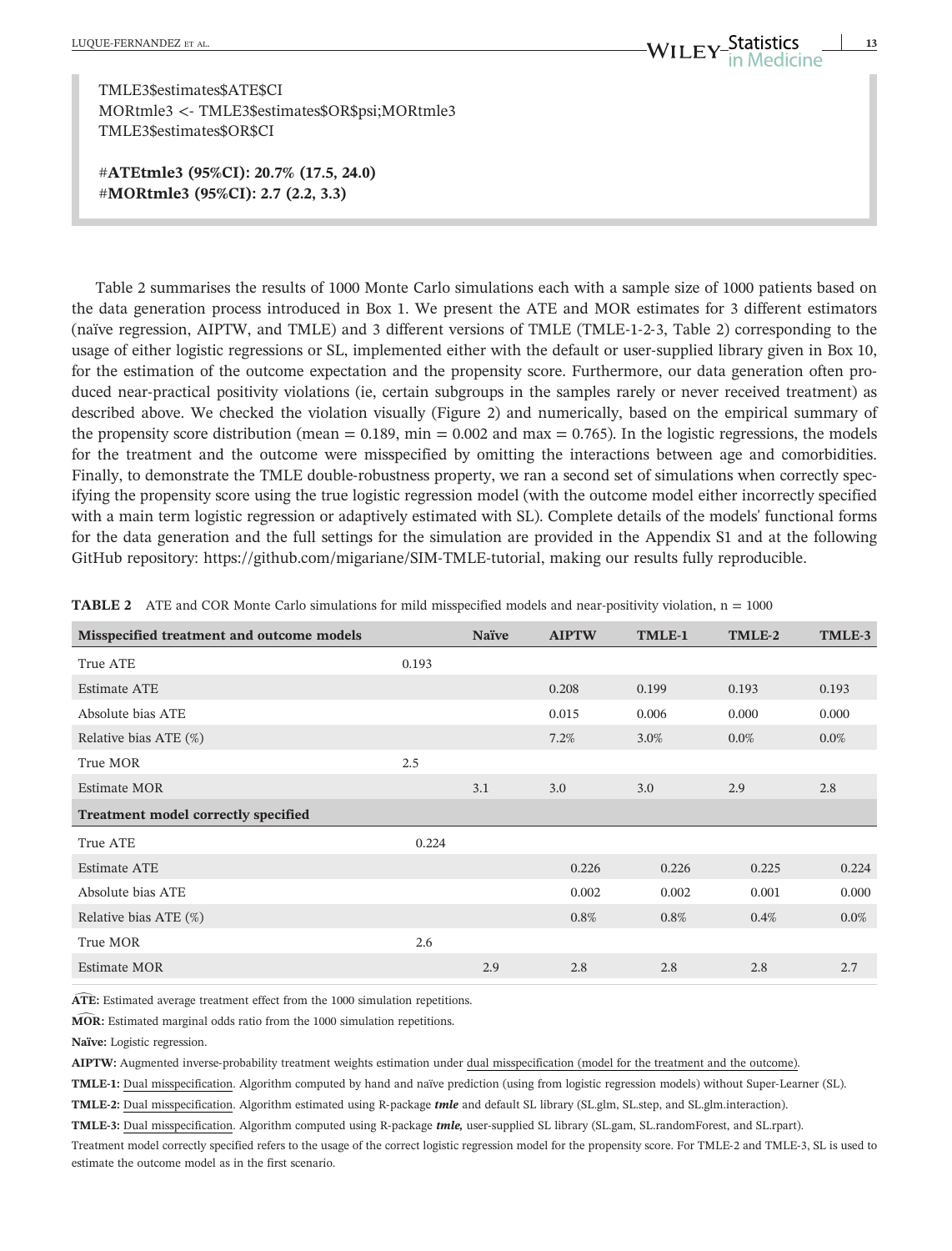```
TMLE3$estimates$ATE$CI
MORtmle3 <- TMLE3$estimates$OR$psi;MORtmle3
TMLE3$estimates$OR$CI

#ATEtmle3 (95%CI): 20.7% (17.5, 24.0)
#MORtmle3 (95%CI): 2.7 (2.2, 3.3)
```

Table 2 summarises the results of 1000 Monte Carlo simulations each with a sample size of 1000 patients based on the data generation process introduced in Box 1. We present the ATE and MOR estimates for 3 different estimators (naïve regression, AIPTW, and TMLE) and 3 different versions of TMLE (TMLE-1-2-3, Table 2) corresponding to the usage of either logistic regressions or SL, implemented either with the default or user-supplied library given in Box 10, for the estimation of the outcome expectation and the propensity score. Furthermore, our data generation often produced near-practical positivity violations (ie, certain subgroups in the samples rarely or never received treatment) as described above. We checked the violation visually (Figure 2) and numerically, based on the empirical summary of the propensity score distribution (mean = 0.189, min = 0.002 and max = 0.765). In the logistic regressions, the models for the treatment and the outcome were misspecified by omitting the interactions between age and comorbidities. Finally, to demonstrate the TMLE double-robustness property, we ran a second set of simulations when correctly specifying the propensity score using the true logistic regression model (with the outcome model either incorrectly specified with a main term logistic regression or adaptively estimated with SL). Complete details of the models' functional forms for the data generation and the full settings for the simulation are provided in the Appendix S1 and at the following GitHub repository: https://github.com/migariane/SIM-TMLE-tutorial, making our results fully reproducible.

**TABLE 2** ATE and COR Monte Carlo simulations for mild misspecified models and near-positivity violation, n = 1000

| **Misspecified treatment and outcome models** | | **Naïve** | **AIPTW** | **TMLE-1** | **TMLE-2** | **TMLE-3** |
|---|---|---|---|---|---|---|
| True ATE | 0.193 | | | | | |
| Estimate ATE | | | 0.208 | 0.199 | 0.193 | 0.193 |
| Absolute bias ATE | | | 0.015 | 0.006 | 0.000 | 0.000 |
| Relative bias ATE (%) | | | 7.2% | 3.0% | 0.0% | 0.0% |
| True MOR | 2.5 | | | | | |
| Estimate MOR | | 3.1 | 3.0 | 3.0 | 2.9 | 2.8 |
| **Treatment model correctly specified** | | | | | | |
| True ATE | 0.224 | | | | | |
| Estimate ATE | | | 0.226 | 0.226 | 0.225 | 0.224 |
| Absolute bias ATE | | | 0.002 | 0.002 | 0.001 | 0.000 |
| Relative bias ATE (%) | | | 0.8% | 0.8% | 0.4% | 0.0% |
| True MOR | 2.6 | | | | | |
| Estimate MOR | | 2.9 | 2.8 | 2.8 | 2.8 | 2.7 |

**$\widehat{\text{ATE}}$:** Estimated average treatment effect from the 1000 simulation repetitions.

**$\widehat{\text{MOR}}$:** Estimated marginal odds ratio from the 1000 simulation repetitions.

**Naïve:** Logistic regression.

**AIPTW:** Augmented inverse-probability treatment weights estimation under dual misspecification (model for the treatment and the outcome).

**TMLE-1:** Dual misspecification. Algorithm computed by hand and naïve prediction (using from logistic regression models) without Super-Learner (SL).

**TMLE-2:** Dual misspecification. Algorithm estimated using R-package ***tmle*** and default SL library (SL.glm, SL.step, and SL.glm.interaction).

**TMLE-3:** Dual misspecification. Algorithm computed using R-package ***tmle,*** user-supplied SL library (SL.gam, SL.randomForest, and SL.rpart).

Treatment model correctly specified refers to the usage of the correct logistic regression model for the propensity score. For TMLE-2 and TMLE-3, SL is used to estimate the outcome model as in the first scenario.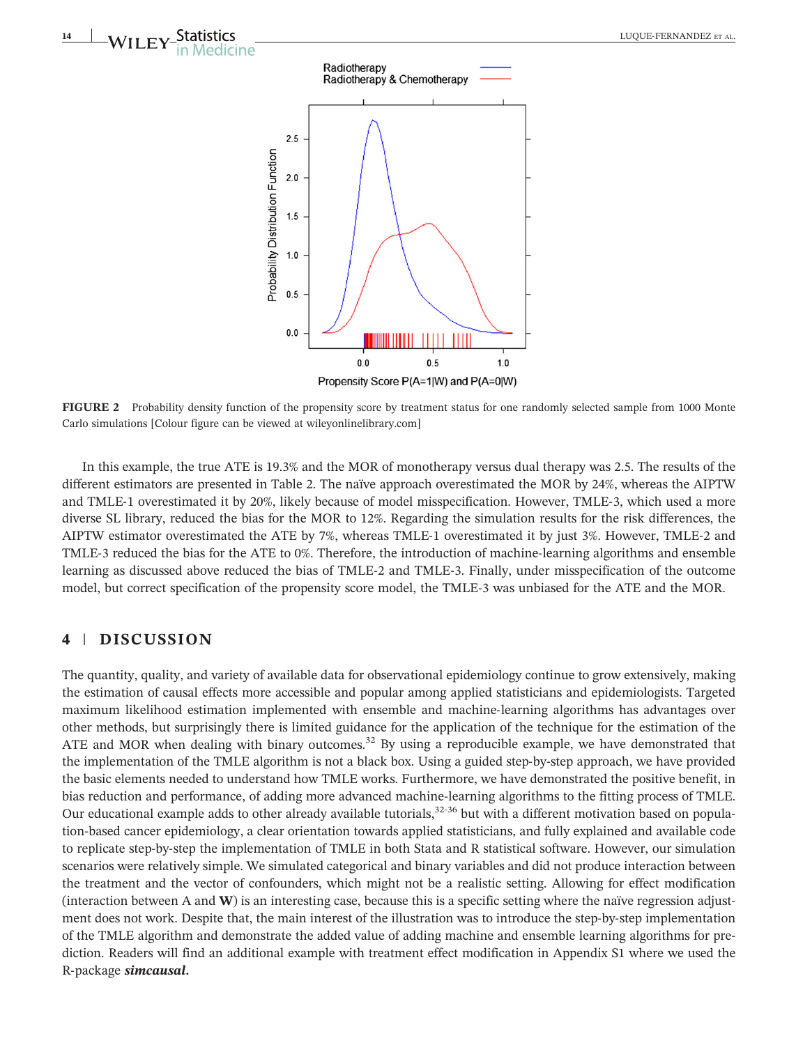**FIGURE 2** Probability density function of the propensity score by treatment status for one randomly selected sample from 1000 Monte Carlo simulations [Colour figure can be viewed at wileyonlinelibrary.com]

In this example, the true ATE is 19.3% and the MOR of monotherapy versus dual therapy was 2.5. The results of the different estimators are presented in Table 2. The naïve approach overestimated the MOR by 24%, whereas the AIPTW and TMLE-1 overestimated it by 20%, likely because of model misspecification. However, TMLE-3, which used a more diverse SL library, reduced the bias for the MOR to 12%. Regarding the simulation results for the risk differences, the AIPTW estimator overestimated the ATE by 7%, whereas TMLE-1 overestimated it by just 3%. However, TMLE-2 and TMLE-3 reduced the bias for the ATE to 0%. Therefore, the introduction of machine-learning algorithms and ensemble learning as discussed above reduced the bias of TMLE-2 and TMLE-3. Finally, under misspecification of the outcome model, but correct specification of the propensity score model, the TMLE-3 was unbiased for the ATE and the MOR.

## 4 | DISCUSSION

The quantity, quality, and variety of available data for observational epidemiology continue to grow extensively, making the estimation of causal effects more accessible and popular among applied statisticians and epidemiologists. Targeted maximum likelihood estimation implemented with ensemble and machine-learning algorithms has advantages over other methods, but surprisingly there is limited guidance for the application of the technique for the estimation of the ATE and MOR when dealing with binary outcomes.[32] By using a reproducible example, we have demonstrated that the implementation of the TMLE algorithm is not a black box. Using a guided step-by-step approach, we have provided the basic elements needed to understand how TMLE works. Furthermore, we have demonstrated the positive benefit, in bias reduction and performance, of adding more advanced machine-learning algorithms to the fitting process of TMLE. Our educational example adds to other already available tutorials,[32-36] but with a different motivation based on population-based cancer epidemiology, a clear orientation towards applied statisticians, and fully explained and available code to replicate step-by-step the implementation of TMLE in both Stata and R statistical software. However, our simulation scenarios were relatively simple. We simulated categorical and binary variables and did not produce interaction between the treatment and the vector of confounders, which might not be a realistic setting. Allowing for effect modification (interaction between A and **W**) is an interesting case, because this is a specific setting where the naïve regression adjustment does not work. Despite that, the main interest of the illustration was to introduce the step-by-step implementation of the TMLE algorithm and demonstrate the added value of adding machine and ensemble learning algorithms for prediction. Readers will find an additional example with treatment effect modification in Appendix S1 where we used the R-package ***simcausal***.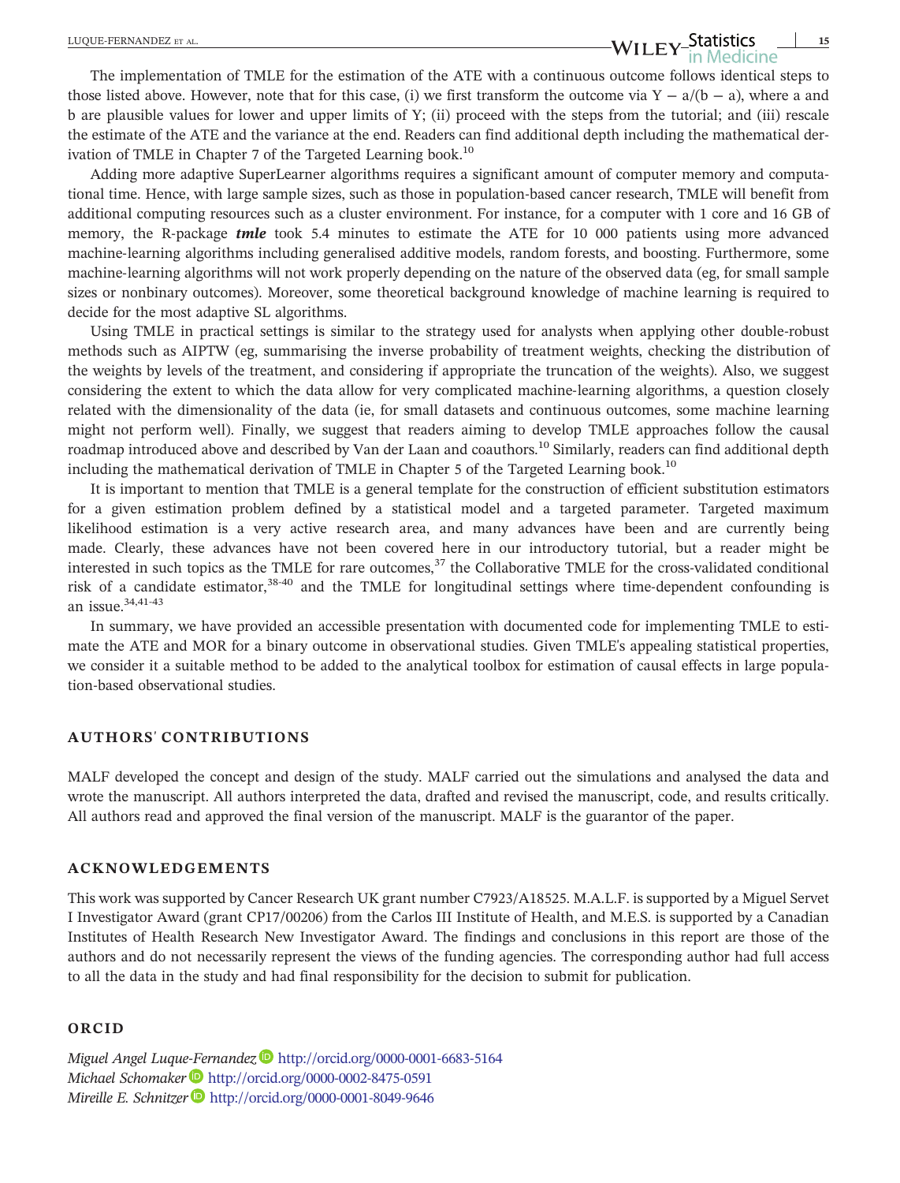The implementation of TMLE for the estimation of the ATE with a continuous outcome follows identical steps to those listed above. However, note that for this case, (i) we first transform the outcome via $Y - a/(b - a)$, where a and b are plausible values for lower and upper limits of Y; (ii) proceed with the steps from the tutorial; and (iii) rescale the estimate of the ATE and the variance at the end. Readers can find additional depth including the mathematical derivation of TMLE in Chapter 7 of the Targeted Learning book.[10]

Adding more adaptive SuperLearner algorithms requires a significant amount of computer memory and computational time. Hence, with large sample sizes, such as those in population-based cancer research, TMLE will benefit from additional computing resources such as a cluster environment. For instance, for a computer with 1 core and 16 GB of memory, the R-package ***tmle*** took 5.4 minutes to estimate the ATE for 10 000 patients using more advanced machine-learning algorithms including generalised additive models, random forests, and boosting. Furthermore, some machine-learning algorithms will not work properly depending on the nature of the observed data (eg, for small sample sizes or nonbinary outcomes). Moreover, some theoretical background knowledge of machine learning is required to decide for the most adaptive SL algorithms.

Using TMLE in practical settings is similar to the strategy used for analysts when applying other double-robust methods such as AIPTW (eg, summarising the inverse probability of treatment weights, checking the distribution of the weights by levels of the treatment, and considering if appropriate the truncation of the weights). Also, we suggest considering the extent to which the data allow for very complicated machine-learning algorithms, a question closely related with the dimensionality of the data (ie, for small datasets and continuous outcomes, some machine learning might not perform well). Finally, we suggest that readers aiming to develop TMLE approaches follow the causal roadmap introduced above and described by Van der Laan and coauthors.[10] Similarly, readers can find additional depth including the mathematical derivation of TMLE in Chapter 5 of the Targeted Learning book.[10]

It is important to mention that TMLE is a general template for the construction of efficient substitution estimators for a given estimation problem defined by a statistical model and a targeted parameter. Targeted maximum likelihood estimation is a very active research area, and many advances have been and are currently being made. Clearly, these advances have not been covered here in our introductory tutorial, but a reader might be interested in such topics as the TMLE for rare outcomes,[37] the Collaborative TMLE for the cross-validated conditional risk of a candidate estimator,[38-40] and the TMLE for longitudinal settings where time-dependent confounding is an issue.[34,41-43]

In summary, we have provided an accessible presentation with documented code for implementing TMLE to estimate the ATE and MOR for a binary outcome in observational studies. Given TMLE's appealing statistical properties, we consider it a suitable method to be added to the analytical toolbox for estimation of causal effects in large population-based observational studies.

## AUTHORS' CONTRIBUTIONS

MALF developed the concept and design of the study. MALF carried out the simulations and analysed the data and wrote the manuscript. All authors interpreted the data, drafted and revised the manuscript, code, and results critically. All authors read and approved the final version of the manuscript. MALF is the guarantor of the paper.

## ACKNOWLEDGEMENTS

This work was supported by Cancer Research UK grant number C7923/A18525. M.A.L.F. is supported by a Miguel Servet I Investigator Award (grant CP17/00206) from the Carlos III Institute of Health, and M.E.S. is supported by a Canadian Institutes of Health Research New Investigator Award. The findings and conclusions in this report are those of the authors and do not necessarily represent the views of the funding agencies. The corresponding author had full access to all the data in the study and had final responsibility for the decision to submit for publication.

## ORCID

*Miguel Angel Luque-Fernandez* http://orcid.org/0000-0001-6683-5164
*Michael Schomaker* http://orcid.org/0000-0002-8475-0591
*Mireille E. Schnitzer* http://orcid.org/0000-0001-8049-9646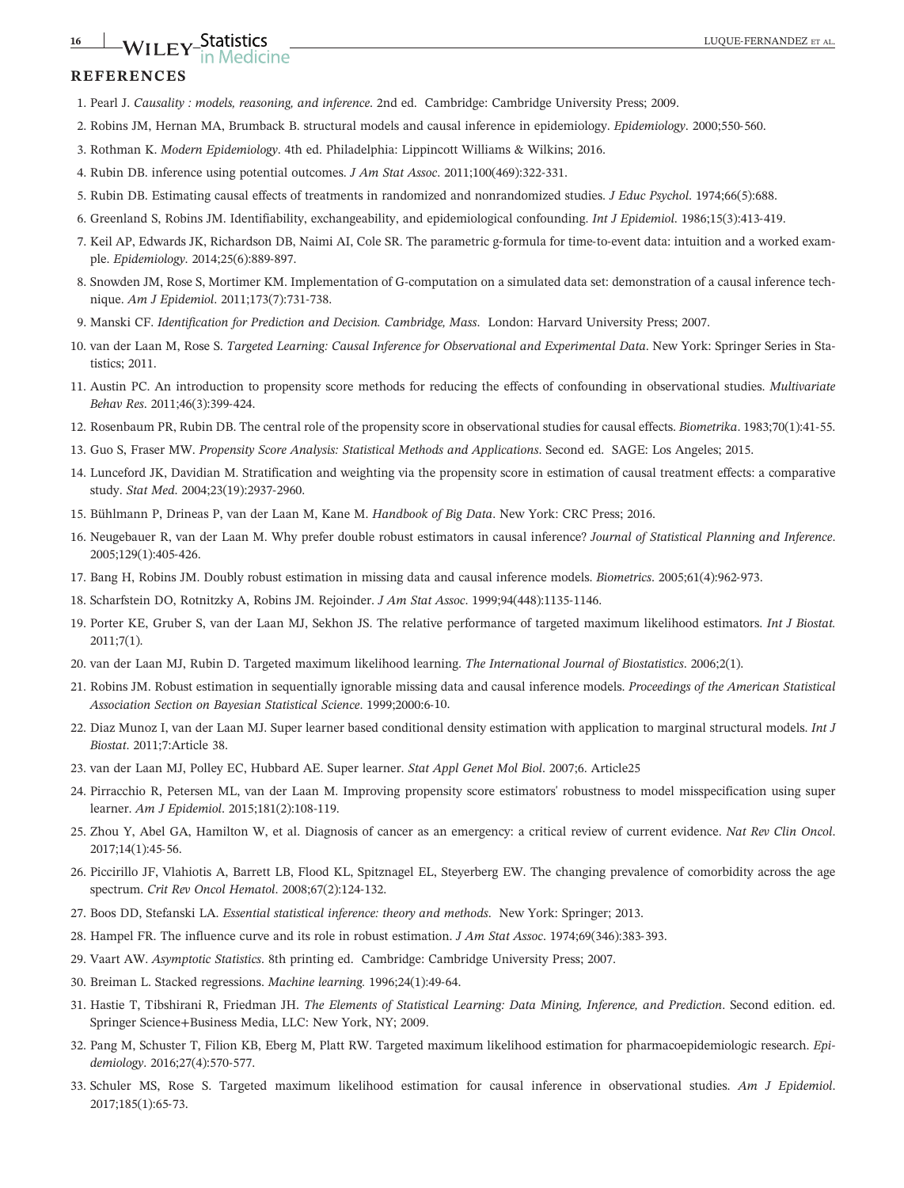## REFERENCES

1. Pearl J. *Causality : models, reasoning, and inference*. 2nd ed. Cambridge: Cambridge University Press; 2009.
2. Robins JM, Hernan MA, Brumback B. structural models and causal inference in epidemiology. *Epidemiology*. 2000;550-560.
3. Rothman K. *Modern Epidemiology*. 4th ed. Philadelphia: Lippincott Williams & Wilkins; 2016.
4. Rubin DB. inference using potential outcomes. *J Am Stat Assoc*. 2011;100(469):322-331.
5. Rubin DB. Estimating causal effects of treatments in randomized and nonrandomized studies. *J Educ Psychol*. 1974;66(5):688.
6. Greenland S, Robins JM. Identifiability, exchangeability, and epidemiological confounding. *Int J Epidemiol*. 1986;15(3):413-419.
7. Keil AP, Edwards JK, Richardson DB, Naimi AI, Cole SR. The parametric g-formula for time-to-event data: intuition and a worked example. *Epidemiology*. 2014;25(6):889-897.
8. Snowden JM, Rose S, Mortimer KM. Implementation of G-computation on a simulated data set: demonstration of a causal inference technique. *Am J Epidemiol*. 2011;173(7):731-738.
9. Manski CF. *Identification for Prediction and Decision. Cambridge, Mass*. London: Harvard University Press; 2007.
10. van der Laan M, Rose S. *Targeted Learning: Causal Inference for Observational and Experimental Data*. New York: Springer Series in Statistics; 2011.
11. Austin PC. An introduction to propensity score methods for reducing the effects of confounding in observational studies. *Multivariate Behav Res*. 2011;46(3):399-424.
12. Rosenbaum PR, Rubin DB. The central role of the propensity score in observational studies for causal effects. *Biometrika*. 1983;70(1):41-55.
13. Guo S, Fraser MW. *Propensity Score Analysis: Statistical Methods and Applications*. Second ed. SAGE: Los Angeles; 2015.
14. Lunceford JK, Davidian M. Stratification and weighting via the propensity score in estimation of causal treatment effects: a comparative study. *Stat Med*. 2004;23(19):2937-2960.
15. Bühlmann P, Drineas P, van der Laan M, Kane M. *Handbook of Big Data*. New York: CRC Press; 2016.
16. Neugebauer R, van der Laan M. Why prefer double robust estimators in causal inference? *Journal of Statistical Planning and Inference*. 2005;129(1):405-426.
17. Bang H, Robins JM. Doubly robust estimation in missing data and causal inference models. *Biometrics*. 2005;61(4):962-973.
18. Scharfstein DO, Rotnitzky A, Robins JM. Rejoinder. *J Am Stat Assoc*. 1999;94(448):1135-1146.
19. Porter KE, Gruber S, van der Laan MJ, Sekhon JS. The relative performance of targeted maximum likelihood estimators. *Int J Biostat*. 2011;7(1).
20. van der Laan MJ, Rubin D. Targeted maximum likelihood learning. *The International Journal of Biostatistics*. 2006;2(1).
21. Robins JM. Robust estimation in sequentially ignorable missing data and causal inference models. *Proceedings of the American Statistical Association Section on Bayesian Statistical Science*. 1999;2000:6-10.
22. Diaz Munoz I, van der Laan MJ. Super learner based conditional density estimation with application to marginal structural models. *Int J Biostat*. 2011;7:Article 38.
23. van der Laan MJ, Polley EC, Hubbard AE. Super learner. *Stat Appl Genet Mol Biol*. 2007;6. Article25
24. Pirracchio R, Petersen ML, van der Laan M. Improving propensity score estimators' robustness to model misspecification using super learner. *Am J Epidemiol*. 2015;181(2):108-119.
25. Zhou Y, Abel GA, Hamilton W, et al. Diagnosis of cancer as an emergency: a critical review of current evidence. *Nat Rev Clin Oncol*. 2017;14(1):45-56.
26. Piccirillo JF, Vlahiotis A, Barrett LB, Flood KL, Spitznagel EL, Steyerberg EW. The changing prevalence of comorbidity across the age spectrum. *Crit Rev Oncol Hematol*. 2008;67(2):124-132.
27. Boos DD, Stefanski LA. *Essential statistical inference: theory and methods*. New York: Springer; 2013.
28. Hampel FR. The influence curve and its role in robust estimation. *J Am Stat Assoc*. 1974;69(346):383-393.
29. Vaart AW. *Asymptotic Statistics*. 8th printing ed. Cambridge: Cambridge University Press; 2007.
30. Breiman L. Stacked regressions. *Machine learning*. 1996;24(1):49-64.
31. Hastie T, Tibshirani R, Friedman JH. *The Elements of Statistical Learning: Data Mining, Inference, and Prediction*. Second edition. ed. Springer Science+Business Media, LLC: New York, NY; 2009.
32. Pang M, Schuster T, Filion KB, Eberg M, Platt RW. Targeted maximum likelihood estimation for pharmacoepidemiologic research. *Epidemiology*. 2016;27(4):570-577.
33. Schuler MS, Rose S. Targeted maximum likelihood estimation for causal inference in observational studies. *Am J Epidemiol*. 2017;185(1):65-73.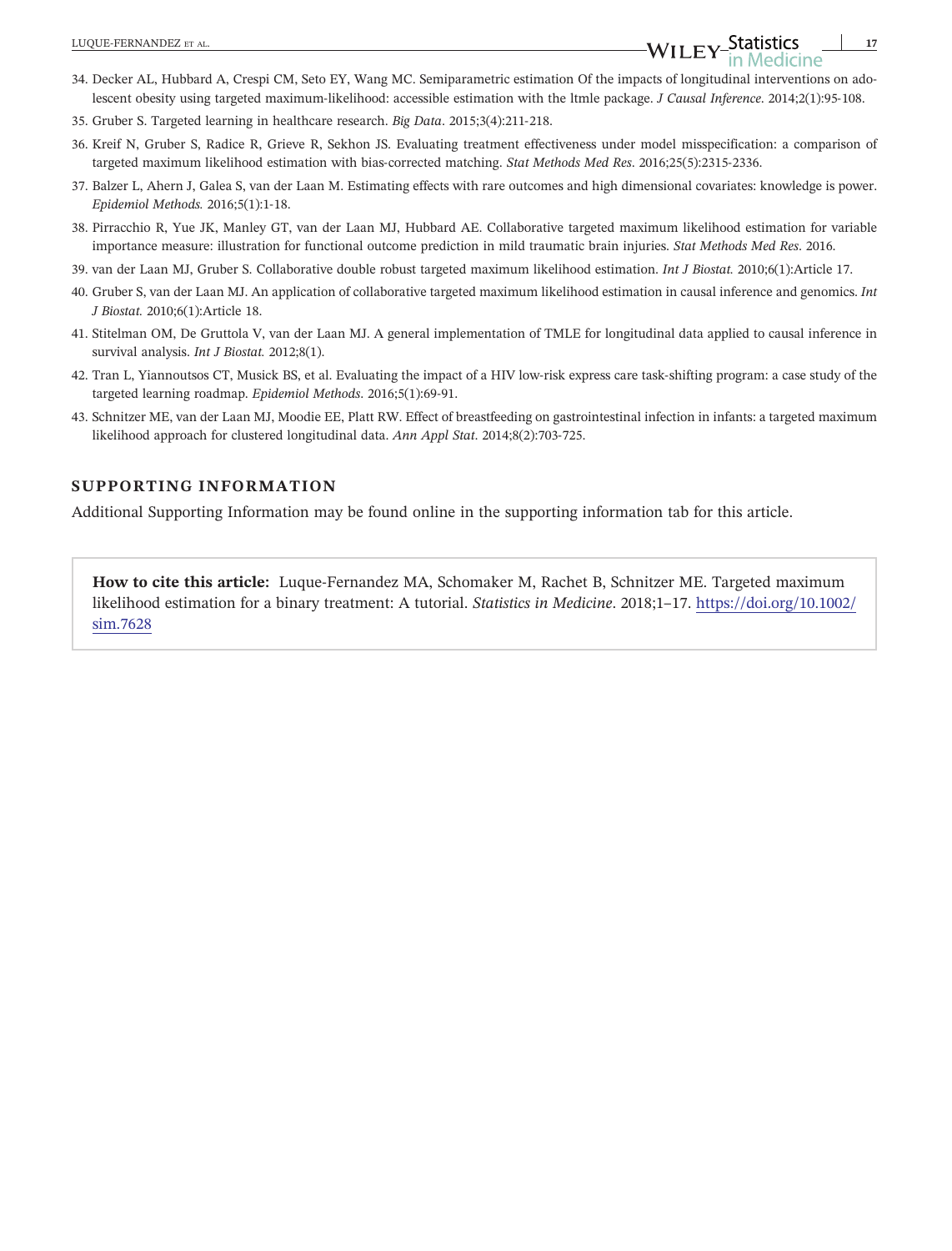34. Decker AL, Hubbard A, Crespi CM, Seto EY, Wang MC. Semiparametric estimation Of the impacts of longitudinal interventions on adolescent obesity using targeted maximum-likelihood: accessible estimation with the ltmle package. *J Causal Inference*. 2014;2(1):95-108.
35. Gruber S. Targeted learning in healthcare research. *Big Data*. 2015;3(4):211-218.
36. Kreif N, Gruber S, Radice R, Grieve R, Sekhon JS. Evaluating treatment effectiveness under model misspecification: a comparison of targeted maximum likelihood estimation with bias-corrected matching. *Stat Methods Med Res*. 2016;25(5):2315-2336.
37. Balzer L, Ahern J, Galea S, van der Laan M. Estimating effects with rare outcomes and high dimensional covariates: knowledge is power. *Epidemiol Methods.* 2016;5(1):1-18.
38. Pirracchio R, Yue JK, Manley GT, van der Laan MJ, Hubbard AE. Collaborative targeted maximum likelihood estimation for variable importance measure: illustration for functional outcome prediction in mild traumatic brain injuries. *Stat Methods Med Res*. 2016.
39. van der Laan MJ, Gruber S. Collaborative double robust targeted maximum likelihood estimation. *Int J Biostat.* 2010;6(1):Article 17.
40. Gruber S, van der Laan MJ. An application of collaborative targeted maximum likelihood estimation in causal inference and genomics. *Int J Biostat.* 2010;6(1):Article 18.
41. Stitelman OM, De Gruttola V, van der Laan MJ. A general implementation of TMLE for longitudinal data applied to causal inference in survival analysis. *Int J Biostat.* 2012;8(1).
42. Tran L, Yiannoutsos CT, Musick BS, et al. Evaluating the impact of a HIV low-risk express care task-shifting program: a case study of the targeted learning roadmap. *Epidemiol Methods*. 2016;5(1):69-91.
43. Schnitzer ME, van der Laan MJ, Moodie EE, Platt RW. Effect of breastfeeding on gastrointestinal infection in infants: a targeted maximum likelihood approach for clustered longitudinal data. *Ann Appl Stat*. 2014;8(2):703-725.

## SUPPORTING INFORMATION

Additional Supporting Information may be found online in the supporting information tab for this article.

**How to cite this article:** Luque-Fernandez MA, Schomaker M, Rachet B, Schnitzer ME. Targeted maximum likelihood estimation for a binary treatment: A tutorial. *Statistics in Medicine*. 2018;1–17. https://doi.org/10.1002/sim.7628